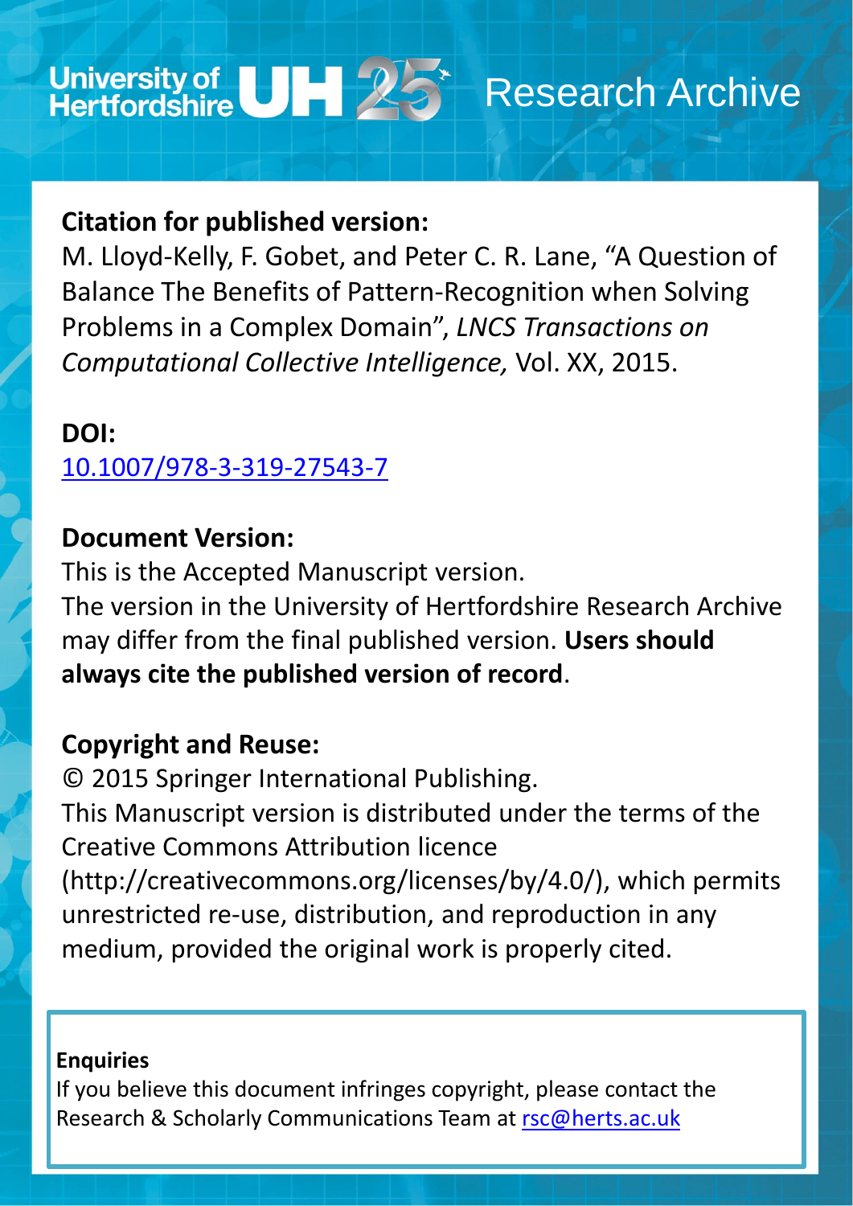University of Hertfordshire UH 25 Research Archive

**Citation for published version:**

M. Lloyd-Kelly, F. Gobet, and Peter C. R. Lane, "A Question of Balance The Benefits of Pattern-Recognition when Solving Problems in a Complex Domain", *LNCS Transactions on Computational Collective Intelligence,* Vol. XX, 2015.

**DOI:**

10.1007/978-3-319-27543-7

**Document Version:**

This is the Accepted Manuscript version.

The version in the University of Hertfordshire Research Archive may differ from the final published version. **Users should always cite the published version of record**.

**Copyright and Reuse:**

© 2015 Springer International Publishing.

This Manuscript version is distributed under the terms of the Creative Commons Attribution licence (http://creativecommons.org/licenses/by/4.0/), which permits unrestricted re-use, distribution, and reproduction in any medium, provided the original work is properly cited.

**Enquiries**

If you believe this document infringes copyright, please contact the Research & Scholarly Communications Team at rsc@herts.ac.uk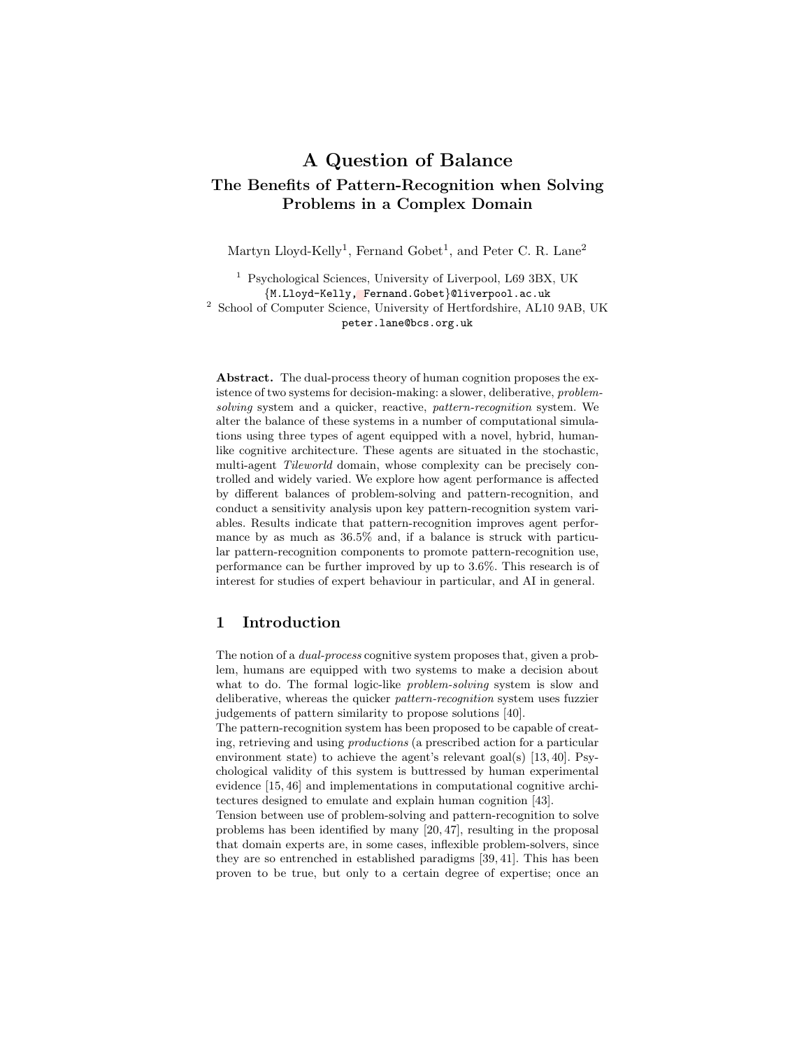# A Question of Balance

## The Benefits of Pattern-Recognition when Solving Problems in a Complex Domain

Martyn Lloyd-Kelly[1], Fernand Gobet[1], and Peter C. R. Lane[2]

[1] Psychological Sciences, University of Liverpool, L69 3BX, UK
{M.Lloyd-Kelly, Fernand.Gobet}@liverpool.ac.uk
[2] School of Computer Science, University of Hertfordshire, AL10 9AB, UK
peter.lane@bcs.org.uk

**Abstract.** The dual-process theory of human cognition proposes the existence of two systems for decision-making: a slower, deliberative, *problem-solving* system and a quicker, reactive, *pattern-recognition* system. We alter the balance of these systems in a number of computational simulations using three types of agent equipped with a novel, hybrid, human-like cognitive architecture. These agents are situated in the stochastic, multi-agent *Tileworld* domain, whose complexity can be precisely controlled and widely varied. We explore how agent performance is affected by different balances of problem-solving and pattern-recognition, and conduct a sensitivity analysis upon key pattern-recognition system variables. Results indicate that pattern-recognition improves agent performance by as much as 36.5% and, if a balance is struck with particular pattern-recognition components to promote pattern-recognition use, performance can be further improved by up to 3.6%. This research is of interest for studies of expert behaviour in particular, and AI in general.

## 1 Introduction

The notion of a *dual-process* cognitive system proposes that, given a problem, humans are equipped with two systems to make a decision about what to do. The formal logic-like *problem-solving* system is slow and deliberative, whereas the quicker *pattern-recognition* system uses fuzzier judgements of pattern similarity to propose solutions [40].

The pattern-recognition system has been proposed to be capable of creating, retrieving and using *productions* (a prescribed action for a particular environment state) to achieve the agent's relevant goal(s) [13, 40]. Psychological validity of this system is buttressed by human experimental evidence [15, 46] and implementations in computational cognitive architectures designed to emulate and explain human cognition [43].

Tension between use of problem-solving and pattern-recognition to solve problems has been identified by many [20, 47], resulting in the proposal that domain experts are, in some cases, inflexible problem-solvers, since they are so entrenched in established paradigms [39, 41]. This has been proven to be true, but only to a certain degree of expertise; once an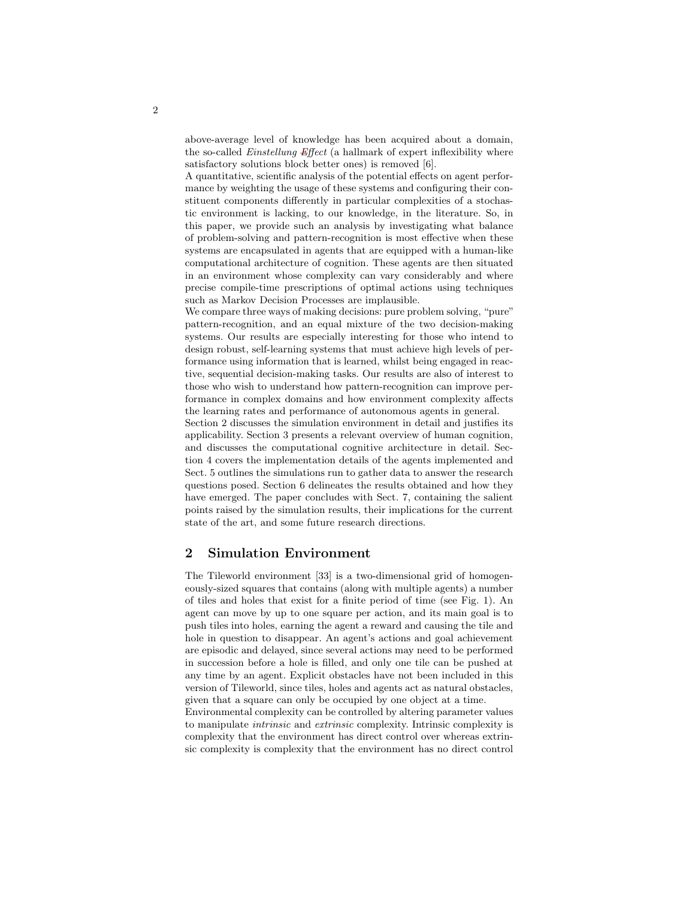above-average level of knowledge has been acquired about a domain, the so-called *Einstellung Effect* (a hallmark of expert inflexibility where satisfactory solutions block better ones) is removed [6].

A quantitative, scientific analysis of the potential effects on agent performance by weighting the usage of these systems and configuring their constituent components differently in particular complexities of a stochastic environment is lacking, to our knowledge, in the literature. So, in this paper, we provide such an analysis by investigating what balance of problem-solving and pattern-recognition is most effective when these systems are encapsulated in agents that are equipped with a human-like computational architecture of cognition. These agents are then situated in an environment whose complexity can vary considerably and where precise compile-time prescriptions of optimal actions using techniques such as Markov Decision Processes are implausible.

We compare three ways of making decisions: pure problem solving, "pure" pattern-recognition, and an equal mixture of the two decision-making systems. Our results are especially interesting for those who intend to design robust, self-learning systems that must achieve high levels of performance using information that is learned, whilst being engaged in reactive, sequential decision-making tasks. Our results are also of interest to those who wish to understand how pattern-recognition can improve performance in complex domains and how environment complexity affects the learning rates and performance of autonomous agents in general.

Section 2 discusses the simulation environment in detail and justifies its applicability. Section 3 presents a relevant overview of human cognition, and discusses the computational cognitive architecture in detail. Section 4 covers the implementation details of the agents implemented and Sect. 5 outlines the simulations run to gather data to answer the research questions posed. Section 6 delineates the results obtained and how they have emerged. The paper concludes with Sect. 7, containing the salient points raised by the simulation results, their implications for the current state of the art, and some future research directions.

## 2 Simulation Environment

The Tileworld environment [33] is a two-dimensional grid of homogeneously-sized squares that contains (along with multiple agents) a number of tiles and holes that exist for a finite period of time (see Fig. 1). An agent can move by up to one square per action, and its main goal is to push tiles into holes, earning the agent a reward and causing the tile and hole in question to disappear. An agent's actions and goal achievement are episodic and delayed, since several actions may need to be performed in succession before a hole is filled, and only one tile can be pushed at any time by an agent. Explicit obstacles have not been included in this version of Tileworld, since tiles, holes and agents act as natural obstacles, given that a square can only be occupied by one object at a time.

Environmental complexity can be controlled by altering parameter values to manipulate *intrinsic* and *extrinsic* complexity. Intrinsic complexity is complexity that the environment has direct control over whereas extrinsic complexity is complexity that the environment has no direct control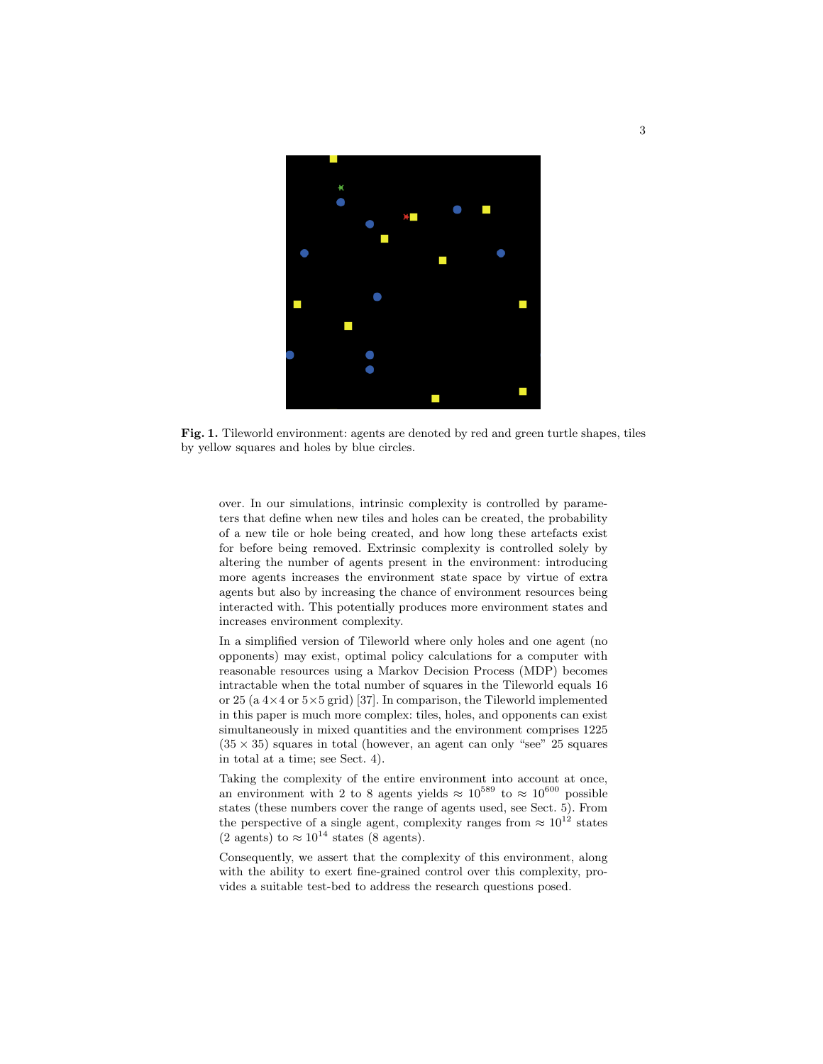Fig. 1. Tileworld environment: agents are denoted by red and green turtle shapes, tiles by yellow squares and holes by blue circles.

over. In our simulations, intrinsic complexity is controlled by parameters that define when new tiles and holes can be created, the probability of a new tile or hole being created, and how long these artefacts exist for before being removed. Extrinsic complexity is controlled solely by altering the number of agents present in the environment: introducing more agents increases the environment state space by virtue of extra agents but also by increasing the chance of environment resources being interacted with. This potentially produces more environment states and increases environment complexity.

In a simplified version of Tileworld where only holes and one agent (no opponents) may exist, optimal policy calculations for a computer with reasonable resources using a Markov Decision Process (MDP) becomes intractable when the total number of squares in the Tileworld equals 16 or 25 (a $4 \times 4$ or $5 \times 5$ grid) [37]. In comparison, the Tileworld implemented in this paper is much more complex: tiles, holes, and opponents can exist simultaneously in mixed quantities and the environment comprises 1225 ($35 \times 35$) squares in total (however, an agent can only "see" 25 squares in total at a time; see Sect. 4).

Taking the complexity of the entire environment into account at once, an environment with 2 to 8 agents yields $\approx 10^{589}$ to $\approx 10^{600}$ possible states (these numbers cover the range of agents used, see Sect. 5). From the perspective of a single agent, complexity ranges from $\approx 10^{12}$ states (2 agents) to $\approx 10^{14}$ states (8 agents).

Consequently, we assert that the complexity of this environment, along with the ability to exert fine-grained control over this complexity, provides a suitable test-bed to address the research questions posed.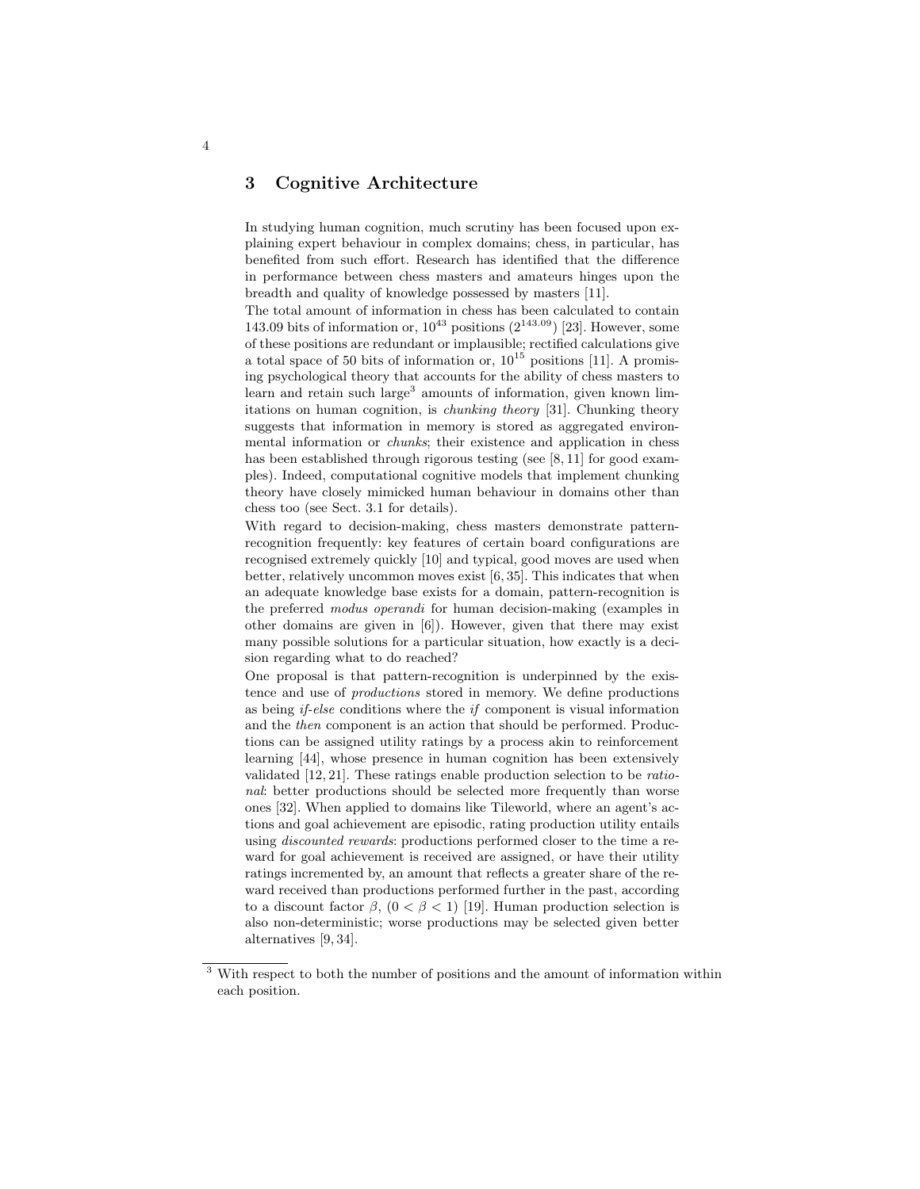## 3 Cognitive Architecture

In studying human cognition, much scrutiny has been focused upon explaining expert behaviour in complex domains; chess, in particular, has benefited from such effort. Research has identified that the difference in performance between chess masters and amateurs hinges upon the breadth and quality of knowledge possessed by masters [11].

The total amount of information in chess has been calculated to contain 143.09 bits of information or, $10^{43}$ positions ($2^{143.09}$) [23]. However, some of these positions are redundant or implausible; rectified calculations give a total space of 50 bits of information or, $10^{15}$ positions [11]. A promising psychological theory that accounts for the ability of chess masters to learn and retain such large[3] amounts of information, given known limitations on human cognition, is *chunking theory* [31]. Chunking theory suggests that information in memory is stored as aggregated environmental information or *chunks*; their existence and application in chess has been established through rigorous testing (see [8, 11] for good examples). Indeed, computational cognitive models that implement chunking theory have closely mimicked human behaviour in domains other than chess too (see Sect. 3.1 for details).

With regard to decision-making, chess masters demonstrate pattern-recognition frequently: key features of certain board configurations are recognised extremely quickly [10] and typical, good moves are used when better, relatively uncommon moves exist [6, 35]. This indicates that when an adequate knowledge base exists for a domain, pattern-recognition is the preferred *modus operandi* for human decision-making (examples in other domains are given in [6]). However, given that there may exist many possible solutions for a particular situation, how exactly is a decision regarding what to do reached?

One proposal is that pattern-recognition is underpinned by the existence and use of *productions* stored in memory. We define productions as being *if-else* conditions where the *if* component is visual information and the *then* component is an action that should be performed. Productions can be assigned utility ratings by a process akin to reinforcement learning [44], whose presence in human cognition has been extensively validated [12, 21]. These ratings enable production selection to be *rational*: better productions should be selected more frequently than worse ones [32]. When applied to domains like Tileworld, where an agent's actions and goal achievement are episodic, rating production utility entails using *discounted rewards*: productions performed closer to the time a reward for goal achievement is received are assigned, or have their utility ratings incremented by, an amount that reflects a greater share of the reward received than productions performed further in the past, according to a discount factor $\beta$, ($0 < \beta < 1$) [19]. Human production selection is also non-deterministic; worse productions may be selected given better alternatives [9, 34].

[3] With respect to both the number of positions and the amount of information within each position.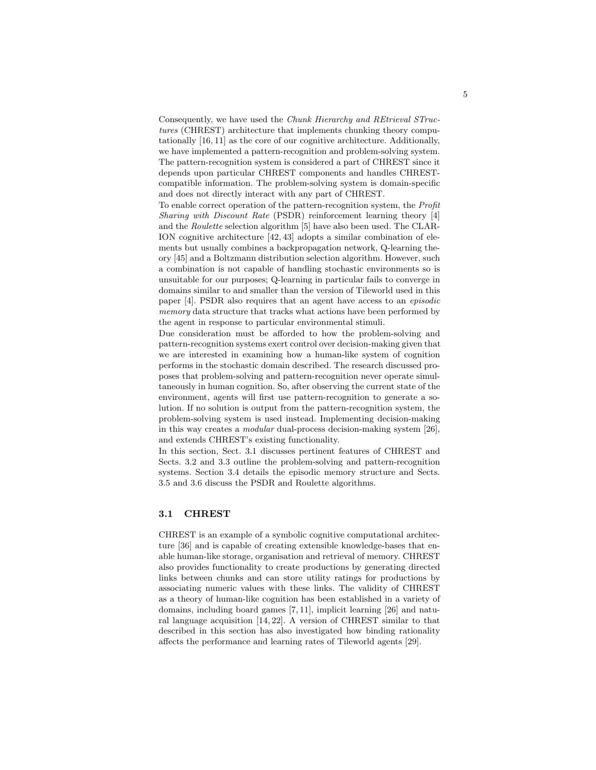Consequently, we have used the *Chunk Hierarchy and REtrieval STructures* (CHREST) architecture that implements chunking theory computationally [16, 11] as the core of our cognitive architecture. Additionally, we have implemented a pattern-recognition and problem-solving system. The pattern-recognition system is considered a part of CHREST since it depends upon particular CHREST components and handles CHREST-compatible information. The problem-solving system is domain-specific and does not directly interact with any part of CHREST.

To enable correct operation of the pattern-recognition system, the *Profit Sharing with Discount Rate* (PSDR) reinforcement learning theory [4] and the *Roulette* selection algorithm [5] have also been used. The CLARION cognitive architecture [42, 43] adopts a similar combination of elements but usually combines a backpropagation network, Q-learning theory [45] and a Boltzmann distribution selection algorithm. However, such a combination is not capable of handling stochastic environments so is unsuitable for our purposes; Q-learning in particular fails to converge in domains similar to and smaller than the version of Tileworld used in this paper [4]. PSDR also requires that an agent have access to an *episodic memory* data structure that tracks what actions have been performed by the agent in response to particular environmental stimuli.

Due consideration must be afforded to how the problem-solving and pattern-recognition systems exert control over decision-making given that we are interested in examining how a human-like system of cognition performs in the stochastic domain described. The research discussed proposes that problem-solving and pattern-recognition never operate simultaneously in human cognition. So, after observing the current state of the environment, agents will first use pattern-recognition to generate a solution. If no solution is output from the pattern-recognition system, the problem-solving system is used instead. Implementing decision-making in this way creates a *modular* dual-process decision-making system [26], and extends CHREST's existing functionality.

In this section, Sect. 3.1 discusses pertinent features of CHREST and Sects. 3.2 and 3.3 outline the problem-solving and pattern-recognition systems. Section 3.4 details the episodic memory structure and Sects. 3.5 and 3.6 discuss the PSDR and Roulette algorithms.

### 3.1 CHREST

CHREST is an example of a symbolic cognitive computational architecture [36] and is capable of creating extensible knowledge-bases that enable human-like storage, organisation and retrieval of memory. CHREST also provides functionality to create productions by generating directed links between chunks and can store utility ratings for productions by associating numeric values with these links. The validity of CHREST as a theory of human-like cognition has been established in a variety of domains, including board games [7, 11], implicit learning [26] and natural language acquisition [14, 22]. A version of CHREST similar to that described in this section has also investigated how binding rationality affects the performance and learning rates of Tileworld agents [29].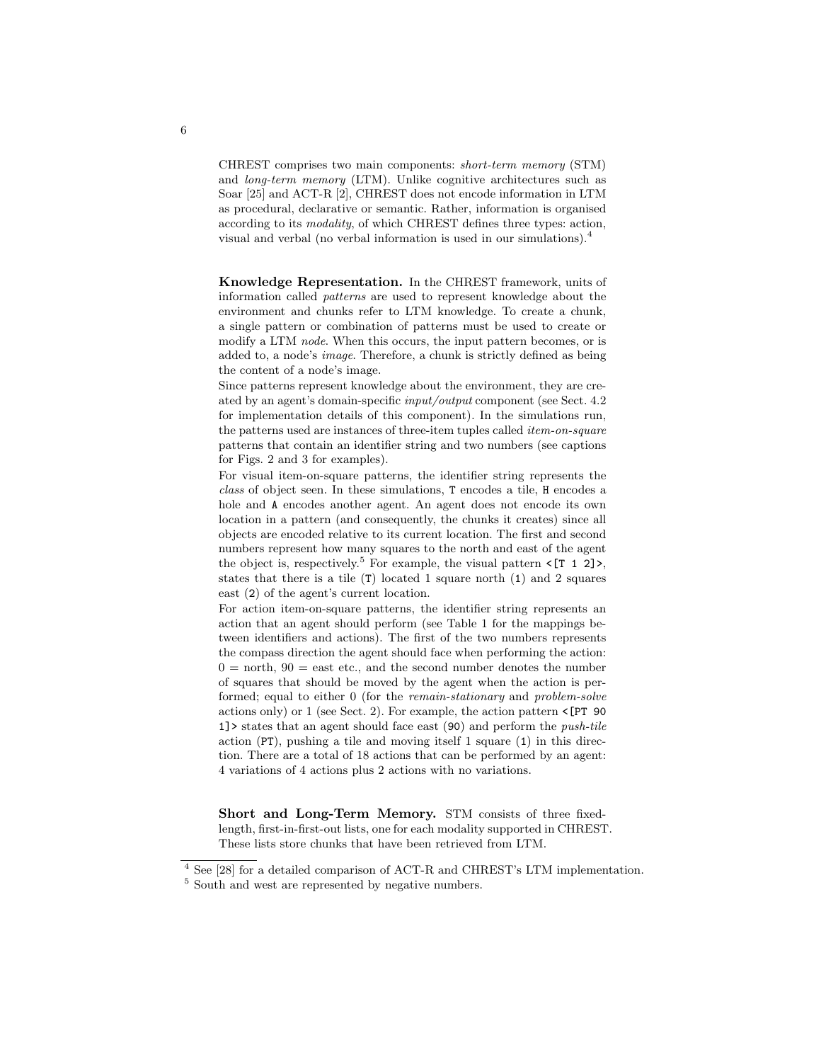CHREST comprises two main components: *short-term memory* (STM) and *long-term memory* (LTM). Unlike cognitive architectures such as Soar [25] and ACT-R [2], CHREST does not encode information in LTM as procedural, declarative or semantic. Rather, information is organised according to its *modality*, of which CHREST defines three types: action, visual and verbal (no verbal information is used in our simulations).[4]

**Knowledge Representation.** In the CHREST framework, units of information called *patterns* are used to represent knowledge about the environment and chunks refer to LTM knowledge. To create a chunk, a single pattern or combination of patterns must be used to create or modify a LTM *node*. When this occurs, the input pattern becomes, or is added to, a node's *image*. Therefore, a chunk is strictly defined as being the content of a node's image.

Since patterns represent knowledge about the environment, they are created by an agent's domain-specific *input/output* component (see Sect. 4.2 for implementation details of this component). In the simulations run, the patterns used are instances of three-item tuples called *item-on-square* patterns that contain an identifier string and two numbers (see captions for Figs. 2 and 3 for examples).

For visual item-on-square patterns, the identifier string represents the *class* of object seen. In these simulations, `T` encodes a tile, `H` encodes a hole and `A` encodes another agent. An agent does not encode its own location in a pattern (and consequently, the chunks it creates) since all objects are encoded relative to its current location. The first and second numbers represent how many squares to the north and east of the agent the object is, respectively.[5] For example, the visual pattern `<[T 1 2]>`, states that there is a tile (`T`) located 1 square north (`1`) and 2 squares east (`2`) of the agent's current location.

For action item-on-square patterns, the identifier string represents an action that an agent should perform (see Table 1 for the mappings between identifiers and actions). The first of the two numbers represents the compass direction the agent should face when performing the action: 0 = north, 90 = east etc., and the second number denotes the number of squares that should be moved by the agent when the action is performed; equal to either 0 (for the *remain-stationary* and *problem-solve* actions only) or 1 (see Sect. 2). For example, the action pattern `<[PT 90 1]>` states that an agent should face east (`90`) and perform the *push-tile* action (`PT`), pushing a tile and moving itself 1 square (`1`) in this direction. There are a total of 18 actions that can be performed by an agent: 4 variations of 4 actions plus 2 actions with no variations.

**Short and Long-Term Memory.** STM consists of three fixed-length, first-in-first-out lists, one for each modality supported in CHREST. These lists store chunks that have been retrieved from LTM.

[4] See [28] for a detailed comparison of ACT-R and CHREST's LTM implementation.

[5] South and west are represented by negative numbers.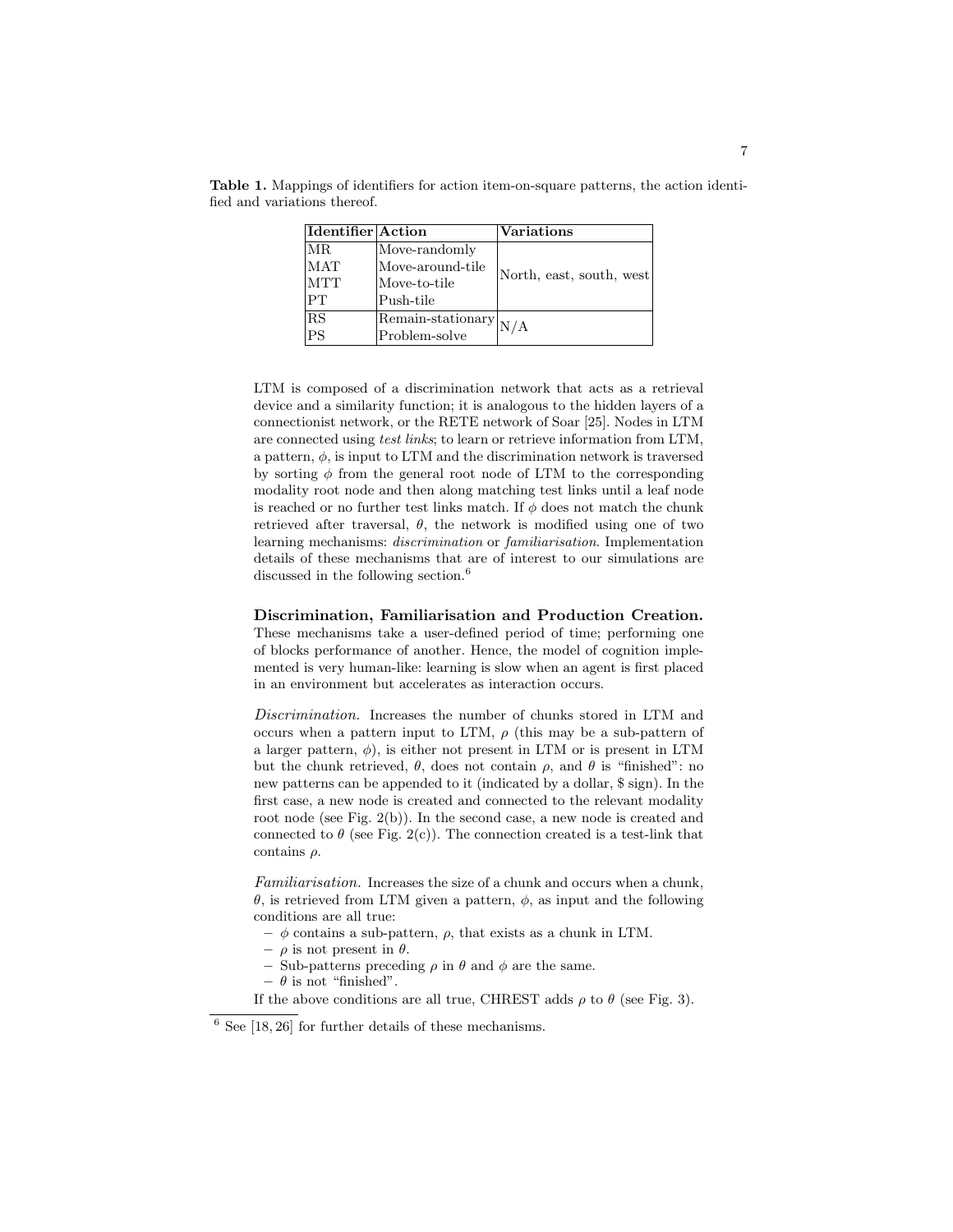**Table 1.** Mappings of identifiers for action item-on-square patterns, the action identified and variations thereof.

| Identifier | Action | Variations |
|---|---|---|
| MR | Move-randomly | North, east, south, west |
| MAT | Move-around-tile | |
| MTT | Move-to-tile | |
| PT | Push-tile | |
| RS | Remain-stationary | N/A |
| PS | Problem-solve | |

LTM is composed of a discrimination network that acts as a retrieval device and a similarity function; it is analogous to the hidden layers of a connectionist network, or the RETE network of Soar [25]. Nodes in LTM are connected using *test links*; to learn or retrieve information from LTM, a pattern, $\phi$, is input to LTM and the discrimination network is traversed by sorting $\phi$ from the general root node of LTM to the corresponding modality root node and then along matching test links until a leaf node is reached or no further test links match. If $\phi$ does not match the chunk retrieved after traversal, $\theta$, the network is modified using one of two learning mechanisms: *discrimination* or *familiarisation*. Implementation details of these mechanisms that are of interest to our simulations are discussed in the following section.[6]

**Discrimination, Familiarisation and Production Creation.** These mechanisms take a user-defined period of time; performing one of blocks performance of another. Hence, the model of cognition implemented is very human-like: learning is slow when an agent is first placed in an environment but accelerates as interaction occurs.

*Discrimination.* Increases the number of chunks stored in LTM and occurs when a pattern input to LTM, $\rho$ (this may be a sub-pattern of a larger pattern, $\phi$), is either not present in LTM or is present in LTM but the chunk retrieved, $\theta$, does not contain $\rho$, and $\theta$ is "finished": no new patterns can be appended to it (indicated by a dollar, $ sign). In the first case, a new node is created and connected to the relevant modality root node (see Fig. 2(b)). In the second case, a new node is created and connected to $\theta$ (see Fig. 2(c)). The connection created is a test-link that contains $\rho$.

*Familiarisation.* Increases the size of a chunk and occurs when a chunk, $\theta$, is retrieved from LTM given a pattern, $\phi$, as input and the following conditions are all true:

- $\phi$ contains a sub-pattern, $\rho$, that exists as a chunk in LTM.
- $\rho$ is not present in $\theta$.
- Sub-patterns preceding $\rho$ in $\theta$ and $\phi$ are the same.
- $\theta$ is not "finished".

If the above conditions are all true, CHREST adds $\rho$ to $\theta$ (see Fig. 3).

[6] See [18, 26] for further details of these mechanisms.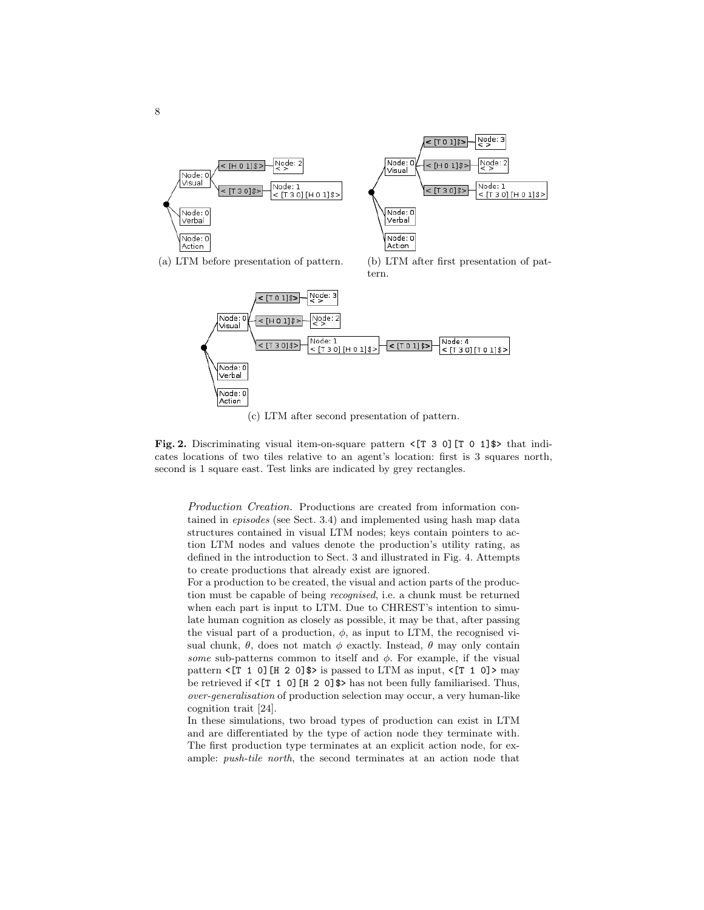(a) LTM before presentation of pattern.

(b) LTM after first presentation of pattern.

(c) LTM after second presentation of pattern.

**Fig. 2.** Discriminating visual item-on-square pattern `<[T 3 0][T 0 1]$>` that indicates locations of two tiles relative to an agent's location: first is 3 squares north, second is 1 square east. Test links are indicated by grey rectangles.

*Production Creation.* Productions are created from information contained in *episodes* (see Sect. 3.4) and implemented using hash map data structures contained in visual LTM nodes; keys contain pointers to action LTM nodes and values denote the production's utility rating, as defined in the introduction to Sect. 3 and illustrated in Fig. 4. Attempts to create productions that already exist are ignored.

For a production to be created, the visual and action parts of the production must be capable of being *recognised*, i.e. a chunk must be returned when each part is input to LTM. Due to CHREST's intention to simulate human cognition as closely as possible, it may be that, after passing the visual part of a production, $\phi$, as input to LTM, the recognised visual chunk, $\theta$, does not match $\phi$ exactly. Instead, $\theta$ may only contain *some* sub-patterns common to itself and $\phi$. For example, if the visual pattern `<[T 1 0][H 2 0]$>` is passed to LTM as input, `<[T 1 0]>` may be retrieved if `<[T 1 0][H 2 0]$>` has not been fully familiarised. Thus, *over-generalisation* of production selection may occur, a very human-like cognition trait [24].

In these simulations, two broad types of production can exist in LTM and are differentiated by the type of action node they terminate with. The first production type terminates at an explicit action node, for example: *push-tile north*, the second terminates at an action node that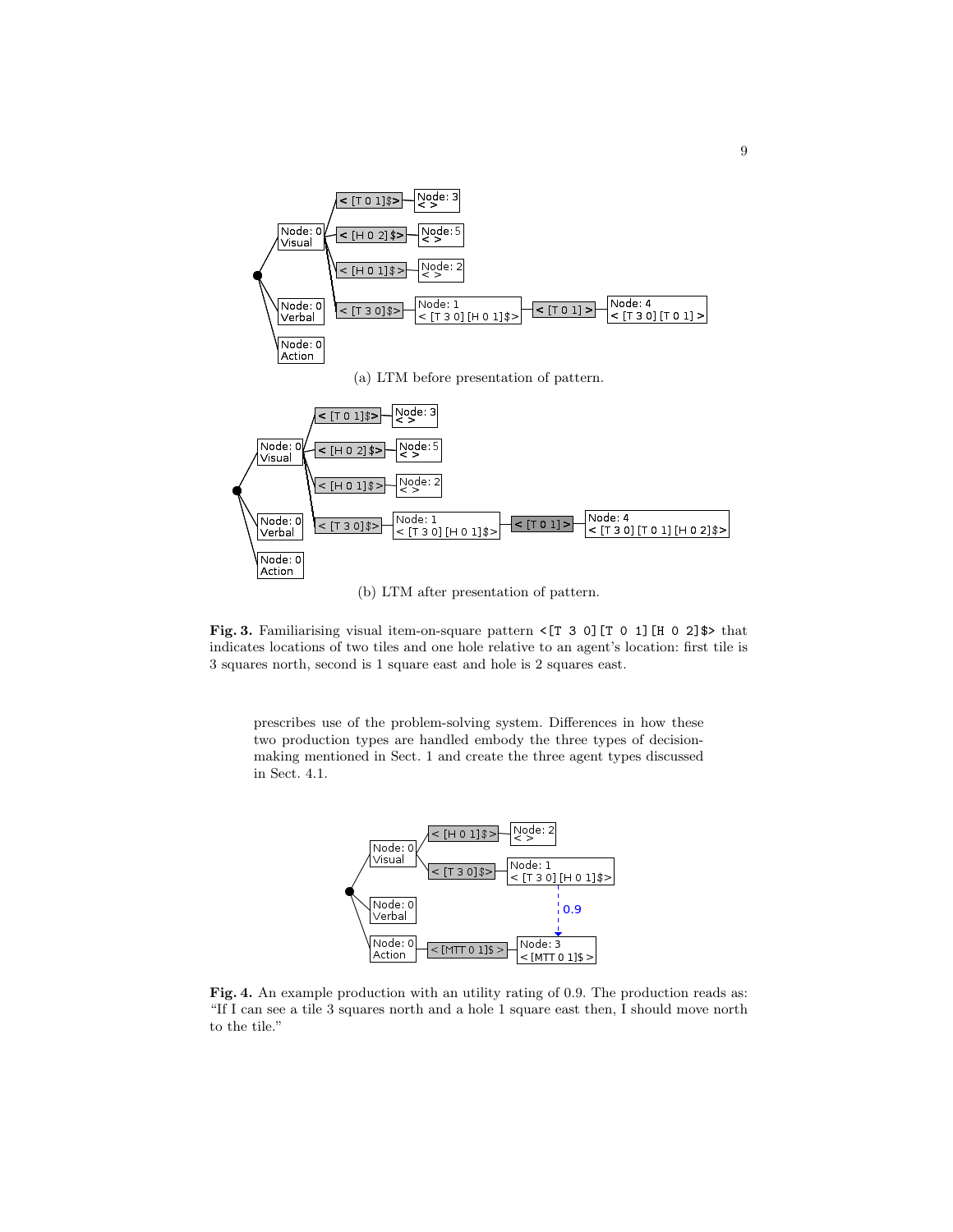(a) LTM before presentation of pattern.

(b) LTM after presentation of pattern.

**Fig. 3.** Familiarising visual item-on-square pattern `<[T 3 0][T 0 1][H 0 2]$>` that indicates locations of two tiles and one hole relative to an agent's location: first tile is 3 squares north, second is 1 square east and hole is 2 squares east.

prescribes use of the problem-solving system. Differences in how these two production types are handled embody the three types of decision-making mentioned in Sect. 1 and create the three agent types discussed in Sect. 4.1.

**Fig. 4.** An example production with an utility rating of 0.9. The production reads as: "If I can see a tile 3 squares north and a hole 1 square east then, I should move north to the tile."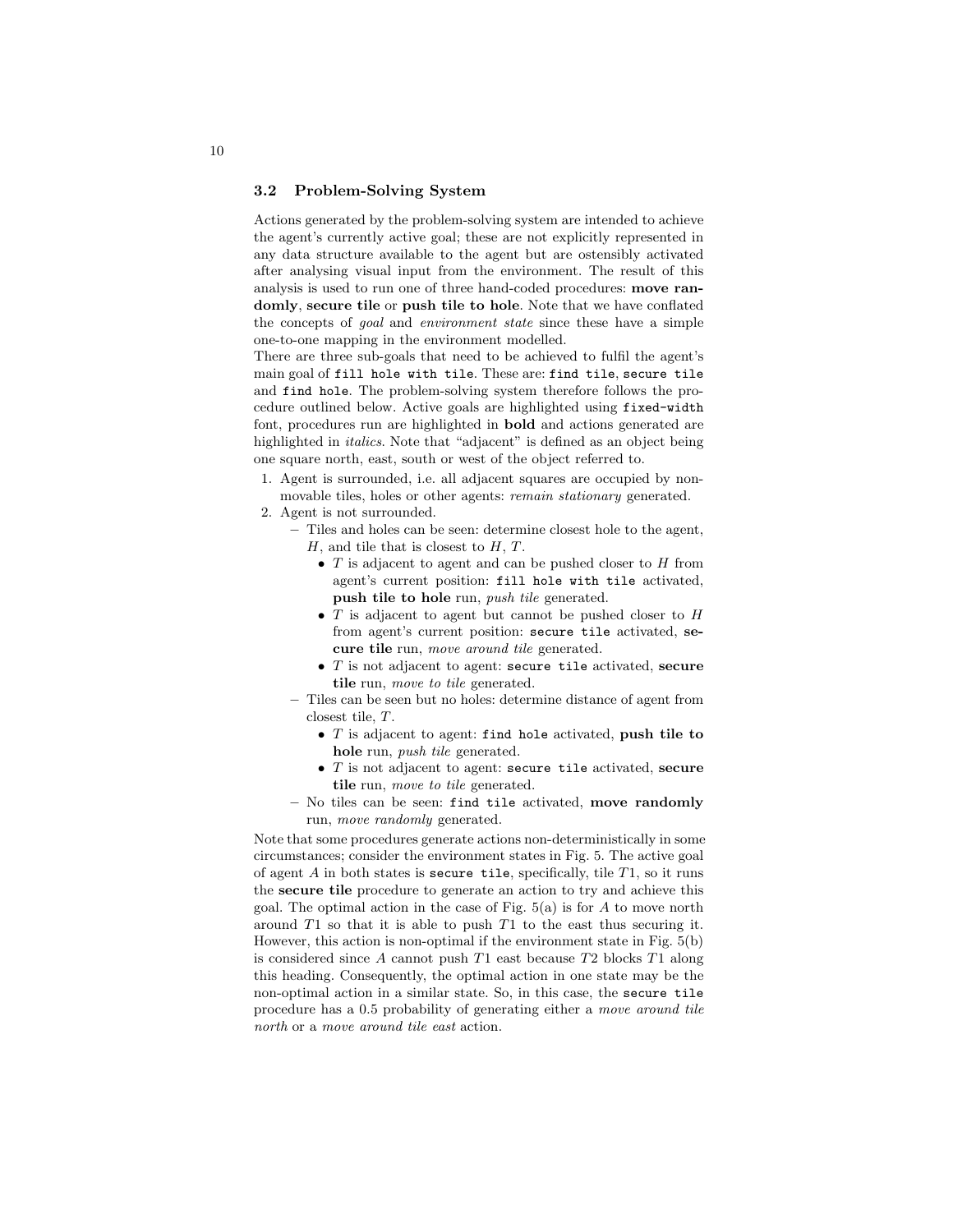### 3.2 Problem-Solving System

Actions generated by the problem-solving system are intended to achieve the agent's currently active goal; these are not explicitly represented in any data structure available to the agent but are ostensibly activated after analysing visual input from the environment. The result of this analysis is used to run one of three hand-coded procedures: **move randomly**, **secure tile** or **push tile to hole**. Note that we have conflated the concepts of *goal* and *environment state* since these have a simple one-to-one mapping in the environment modelled.

There are three sub-goals that need to be achieved to fulfil the agent's main goal of `fill hole with tile`. These are: `find tile`, `secure tile` and `find hole`. The problem-solving system therefore follows the procedure outlined below. Active goals are highlighted using `fixed-width` font, procedures run are highlighted in **bold** and actions generated are highlighted in *italics*. Note that "adjacent" is defined as an object being one square north, east, south or west of the object referred to.

1. Agent is surrounded, i.e. all adjacent squares are occupied by non-movable tiles, holes or other agents: *remain stationary* generated.
2. Agent is not surrounded.
   - Tiles and holes can be seen: determine closest hole to the agent, $H$, and tile that is closest to $H$, $T$.
     - $T$ is adjacent to agent and can be pushed closer to $H$ from agent's current position: `fill hole with tile` activated, **push tile to hole** run, *push tile* generated.
     - $T$ is adjacent to agent but cannot be pushed closer to $H$ from agent's current position: `secure tile` activated, **secure tile** run, *move around tile* generated.
     - $T$ is not adjacent to agent: `secure tile` activated, **secure tile** run, *move to tile* generated.
   - Tiles can be seen but no holes: determine distance of agent from closest tile, $T$.
     - $T$ is adjacent to agent: `find hole` activated, **push tile to hole** run, *push tile* generated.
     - $T$ is not adjacent to agent: `secure tile` activated, **secure tile** run, *move to tile* generated.
   - No tiles can be seen: `find tile` activated, **move randomly** run, *move randomly* generated.

Note that some procedures generate actions non-deterministically in some circumstances; consider the environment states in Fig. 5. The active goal of agent $A$ in both states is `secure tile`, specifically, tile $T1$, so it runs the **secure tile** procedure to generate an action to try and achieve this goal. The optimal action in the case of Fig. 5(a) is for $A$ to move north around $T1$ so that it is able to push $T1$ to the east thus securing it. However, this action is non-optimal if the environment state in Fig. 5(b) is considered since $A$ cannot push $T1$ east because $T2$ blocks $T1$ along this heading. Consequently, the optimal action in one state may be the non-optimal action in a similar state. So, in this case, the `secure tile` procedure has a 0.5 probability of generating either a *move around tile north* or a *move around tile east* action.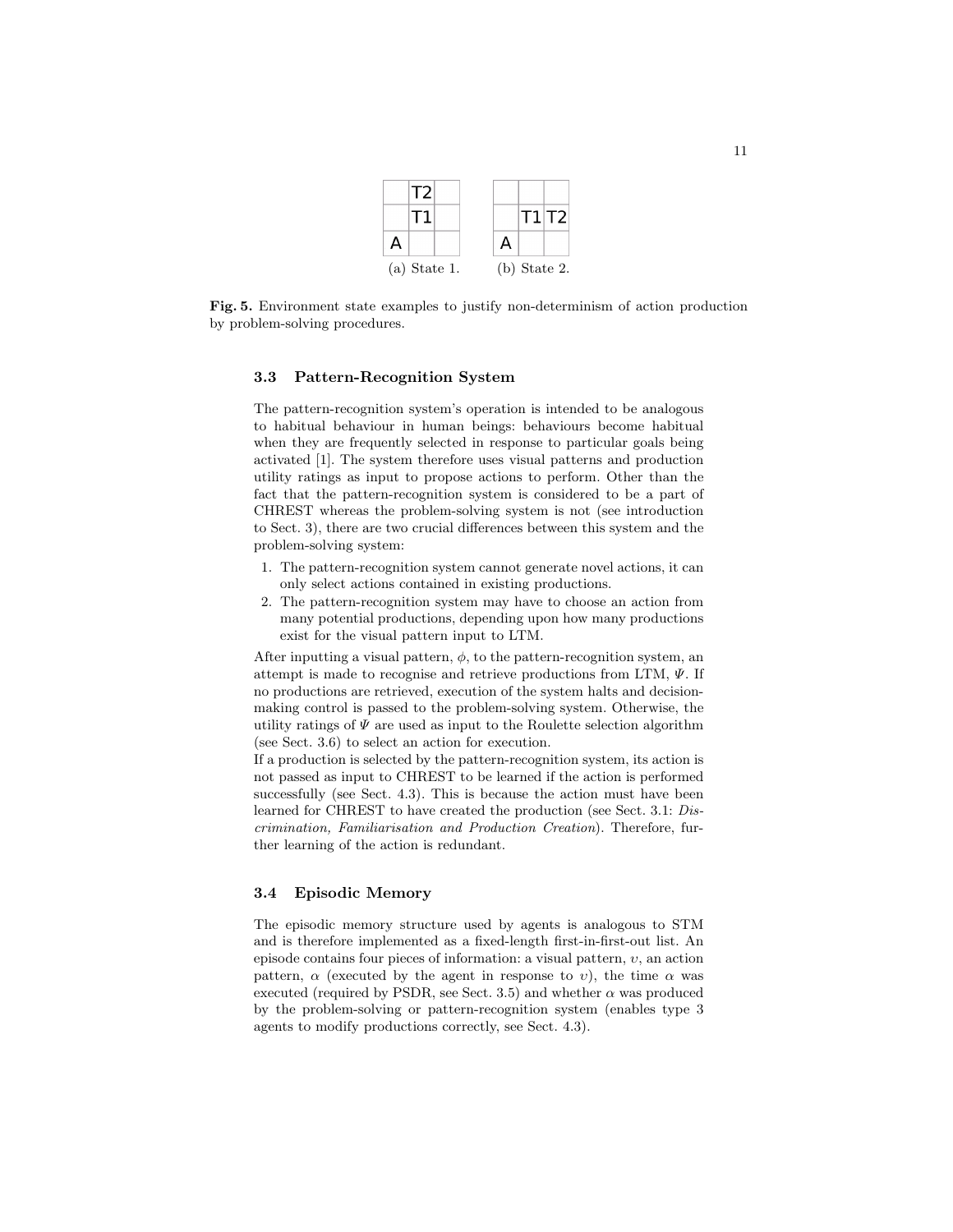|  | T2 |  |
| --- | --- | --- |
|  | T1 |  |
| A |  |  |

(a) State 1.

|  |  |  |
| --- | --- | --- |
|  | T1 | T2 |
| A |  |  |

(b) State 2.

**Fig. 5.** Environment state examples to justify non-determinism of action production by problem-solving procedures.

### 3.3 Pattern-Recognition System

The pattern-recognition system's operation is intended to be analogous to habitual behaviour in human beings: behaviours become habitual when they are frequently selected in response to particular goals being activated [1]. The system therefore uses visual patterns and production utility ratings as input to propose actions to perform. Other than the fact that the pattern-recognition system is considered to be a part of CHREST whereas the problem-solving system is not (see introduction to Sect. 3), there are two crucial differences between this system and the problem-solving system:

1. The pattern-recognition system cannot generate novel actions, it can only select actions contained in existing productions.
2. The pattern-recognition system may have to choose an action from many potential productions, depending upon how many productions exist for the visual pattern input to LTM.

After inputting a visual pattern, $\phi$, to the pattern-recognition system, an attempt is made to recognise and retrieve productions from LTM, $\Psi$. If no productions are retrieved, execution of the system halts and decision-making control is passed to the problem-solving system. Otherwise, the utility ratings of $\Psi$ are used as input to the Roulette selection algorithm (see Sect. 3.6) to select an action for execution.

If a production is selected by the pattern-recognition system, its action is not passed as input to CHREST to be learned if the action is performed successfully (see Sect. 4.3). This is because the action must have been learned for CHREST to have created the production (see Sect. 3.1: *Discrimination, Familiarisation and Production Creation*). Therefore, further learning of the action is redundant.

### 3.4 Episodic Memory

The episodic memory structure used by agents is analogous to STM and is therefore implemented as a fixed-length first-in-first-out list. An episode contains four pieces of information: a visual pattern, $\upsilon$, an action pattern, $\alpha$ (executed by the agent in response to $\upsilon$), the time $\alpha$ was executed (required by PSDR, see Sect. 3.5) and whether $\alpha$ was produced by the problem-solving or pattern-recognition system (enables type 3 agents to modify productions correctly, see Sect. 4.3).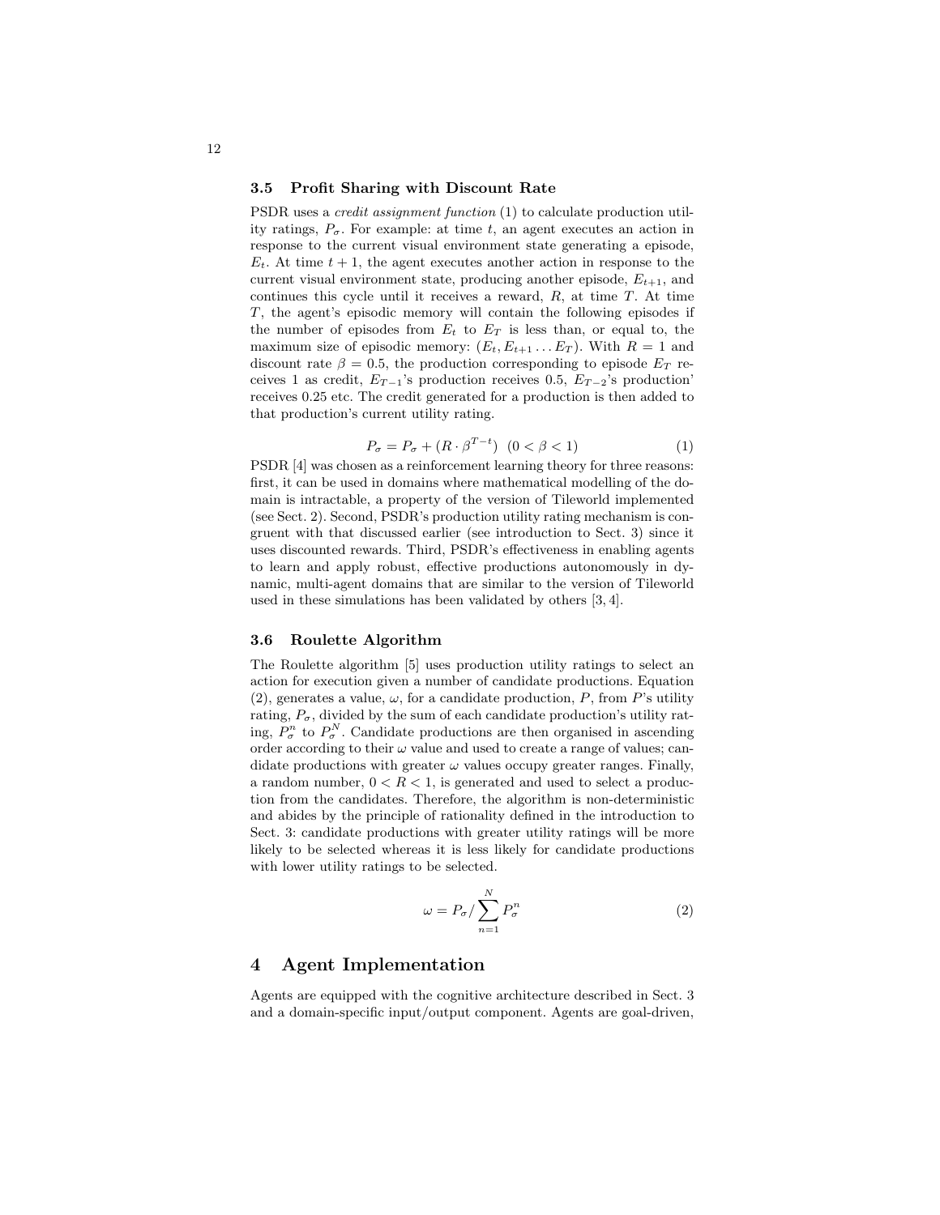### 3.5 Profit Sharing with Discount Rate

PSDR uses a *credit assignment function* (1) to calculate production utility ratings, $P_\sigma$. For example: at time $t$, an agent executes an action in response to the current visual environment state generating a episode, $E_t$. At time $t+1$, the agent executes another action in response to the current visual environment state, producing another episode, $E_{t+1}$, and continues this cycle until it receives a reward, $R$, at time $T$. At time $T$, the agent's episodic memory will contain the following episodes if the number of episodes from $E_t$ to $E_T$ is less than, or equal to, the maximum size of episodic memory: $(E_t, E_{t+1} \ldots E_T)$. With $R = 1$ and discount rate $\beta = 0.5$, the production corresponding to episode $E_T$ receives 1 as credit, $E_{T-1}$'s production receives 0.5, $E_{T-2}$'s production' receives 0.25 etc. The credit generated for a production is then added to that production's current utility rating.

$$P_\sigma = P_\sigma + (R \cdot \beta^{T-t}) \quad (0 < \beta < 1) \tag{1}$$

PSDR [4] was chosen as a reinforcement learning theory for three reasons: first, it can be used in domains where mathematical modelling of the domain is intractable, a property of the version of Tileworld implemented (see Sect. 2). Second, PSDR's production utility rating mechanism is congruent with that discussed earlier (see introduction to Sect. 3) since it uses discounted rewards. Third, PSDR's effectiveness in enabling agents to learn and apply robust, effective productions autonomously in dynamic, multi-agent domains that are similar to the version of Tileworld used in these simulations has been validated by others [3, 4].

### 3.6 Roulette Algorithm

The Roulette algorithm [5] uses production utility ratings to select an action for execution given a number of candidate productions. Equation (2), generates a value, $\omega$, for a candidate production, $P$, from $P$'s utility rating, $P_\sigma$, divided by the sum of each candidate production's utility rating, $P_\sigma^n$ to $P_\sigma^N$. Candidate productions are then organised in ascending order according to their $\omega$ value and used to create a range of values; candidate productions with greater $\omega$ values occupy greater ranges. Finally, a random number, $0 < R < 1$, is generated and used to select a production from the candidates. Therefore, the algorithm is non-deterministic and abides by the principle of rationality defined in the introduction to Sect. 3: candidate productions with greater utility ratings will be more likely to be selected whereas it is less likely for candidate productions with lower utility ratings to be selected.

$$\omega = P_\sigma / \sum_{n=1}^{N} P_\sigma^n \tag{2}$$

## 4 Agent Implementation

Agents are equipped with the cognitive architecture described in Sect. 3 and a domain-specific input/output component. Agents are goal-driven,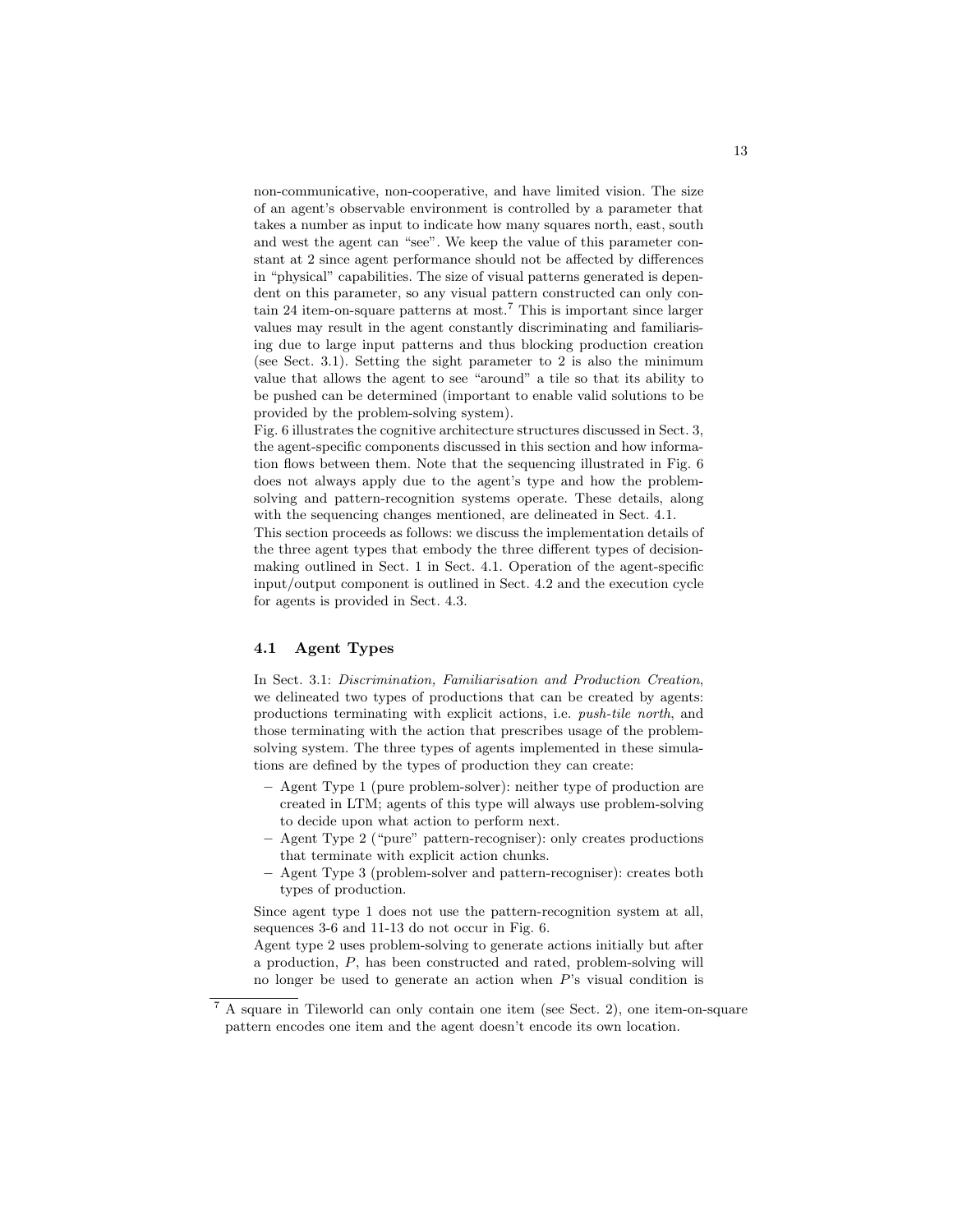non-communicative, non-cooperative, and have limited vision. The size of an agent's observable environment is controlled by a parameter that takes a number as input to indicate how many squares north, east, south and west the agent can "see". We keep the value of this parameter constant at 2 since agent performance should not be affected by differences in "physical" capabilities. The size of visual patterns generated is dependent on this parameter, so any visual pattern constructed can only contain 24 item-on-square patterns at most.[7] This is important since larger values may result in the agent constantly discriminating and familiarising due to large input patterns and thus blocking production creation (see Sect. 3.1). Setting the sight parameter to 2 is also the minimum value that allows the agent to see "around" a tile so that its ability to be pushed can be determined (important to enable valid solutions to be provided by the problem-solving system).

Fig. 6 illustrates the cognitive architecture structures discussed in Sect. 3, the agent-specific components discussed in this section and how information flows between them. Note that the sequencing illustrated in Fig. 6 does not always apply due to the agent's type and how the problem-solving and pattern-recognition systems operate. These details, along with the sequencing changes mentioned, are delineated in Sect. 4.1.

This section proceeds as follows: we discuss the implementation details of the three agent types that embody the three different types of decision-making outlined in Sect. 1 in Sect. 4.1. Operation of the agent-specific input/output component is outlined in Sect. 4.2 and the execution cycle for agents is provided in Sect. 4.3.

### 4.1 Agent Types

In Sect. 3.1: *Discrimination, Familiarisation and Production Creation*, we delineated two types of productions that can be created by agents: productions terminating with explicit actions, i.e. *push-tile north*, and those terminating with the action that prescribes usage of the problem-solving system. The three types of agents implemented in these simulations are defined by the types of production they can create:

- Agent Type 1 (pure problem-solver): neither type of production are created in LTM; agents of this type will always use problem-solving to decide upon what action to perform next.
- Agent Type 2 ("pure" pattern-recogniser): only creates productions that terminate with explicit action chunks.
- Agent Type 3 (problem-solver and pattern-recogniser): creates both types of production.

Since agent type 1 does not use the pattern-recognition system at all, sequences 3-6 and 11-13 do not occur in Fig. 6.

Agent type 2 uses problem-solving to generate actions initially but after a production, $P$, has been constructed and rated, problem-solving will no longer be used to generate an action when $P$'s visual condition is

[7] A square in Tileworld can only contain one item (see Sect. 2), one item-on-square pattern encodes one item and the agent doesn't encode its own location.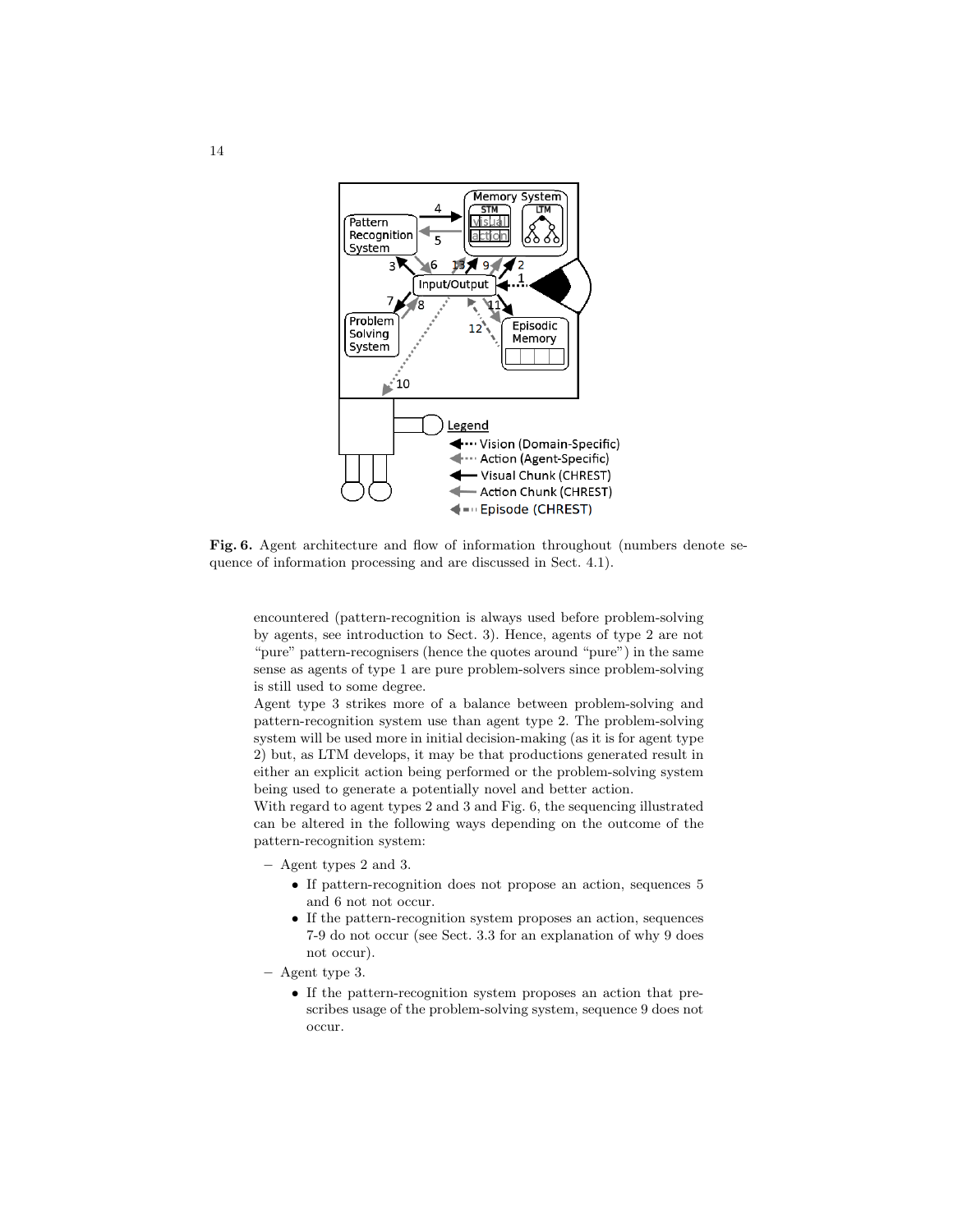**Fig. 6.** Agent architecture and flow of information throughout (numbers denote sequence of information processing and are discussed in Sect. 4.1).

encountered (pattern-recognition is always used before problem-solving by agents, see introduction to Sect. 3). Hence, agents of type 2 are not "pure" pattern-recognisers (hence the quotes around "pure") in the same sense as agents of type 1 are pure problem-solvers since problem-solving is still used to some degree.

Agent type 3 strikes more of a balance between problem-solving and pattern-recognition system use than agent type 2. The problem-solving system will be used more in initial decision-making (as it is for agent type 2) but, as LTM develops, it may be that productions generated result in either an explicit action being performed or the problem-solving system being used to generate a potentially novel and better action.

With regard to agent types 2 and 3 and Fig. 6, the sequencing illustrated can be altered in the following ways depending on the outcome of the pattern-recognition system:

- Agent types 2 and 3.
  - If pattern-recognition does not propose an action, sequences 5 and 6 not not occur.
  - If the pattern-recognition system proposes an action, sequences 7-9 do not occur (see Sect. 3.3 for an explanation of why 9 does not occur).
- Agent type 3.
  - If the pattern-recognition system proposes an action that prescribes usage of the problem-solving system, sequence 9 does not occur.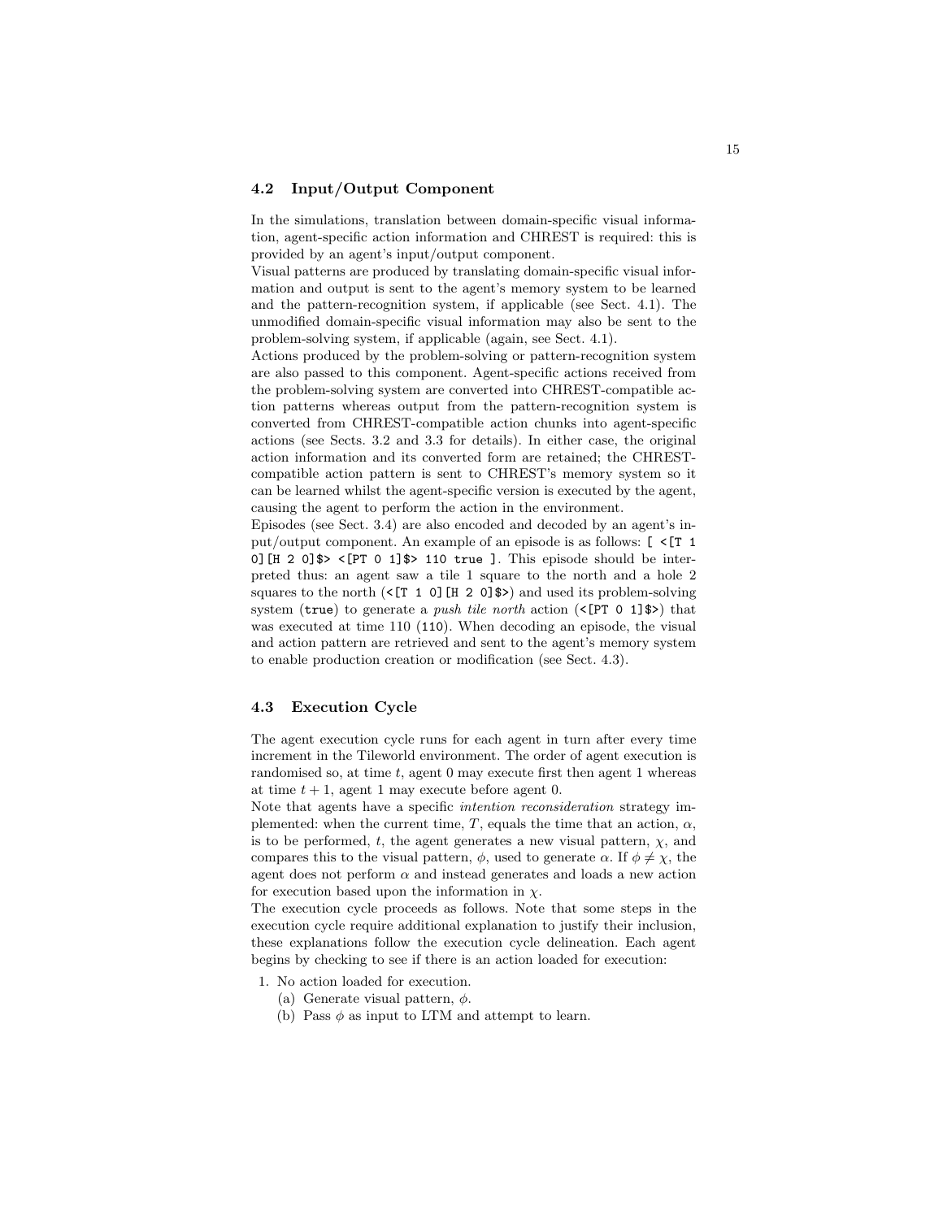### 4.2 Input/Output Component

In the simulations, translation between domain-specific visual information, agent-specific action information and CHREST is required: this is provided by an agent's input/output component.

Visual patterns are produced by translating domain-specific visual information and output is sent to the agent's memory system to be learned and the pattern-recognition system, if applicable (see Sect. 4.1). The unmodified domain-specific visual information may also be sent to the problem-solving system, if applicable (again, see Sect. 4.1).

Actions produced by the problem-solving or pattern-recognition system are also passed to this component. Agent-specific actions received from the problem-solving system are converted into CHREST-compatible action patterns whereas output from the pattern-recognition system is converted from CHREST-compatible action chunks into agent-specific actions (see Sects. 3.2 and 3.3 for details). In either case, the original action information and its converted form are retained; the CHREST-compatible action pattern is sent to CHREST's memory system so it can be learned whilst the agent-specific version is executed by the agent, causing the agent to perform the action in the environment.

Episodes (see Sect. 3.4) are also encoded and decoded by an agent's input/output component. An example of an episode is as follows: `[ <[T 1 0][H 2 0]$> <[PT 0 1]$> 110 true ]`. This episode should be interpreted thus: an agent saw a tile 1 square to the north and a hole 2 squares to the north (`<[T 1 0][H 2 0]$>`) and used its problem-solving system (`true`) to generate a *push tile north* action (`<[PT 0 1]$>`) that was executed at time 110 (`110`). When decoding an episode, the visual and action pattern are retrieved and sent to the agent's memory system to enable production creation or modification (see Sect. 4.3).

### 4.3 Execution Cycle

The agent execution cycle runs for each agent in turn after every time increment in the Tileworld environment. The order of agent execution is randomised so, at time $t$, agent 0 may execute first then agent 1 whereas at time $t+1$, agent 1 may execute before agent 0.

Note that agents have a specific *intention reconsideration* strategy implemented: when the current time, $T$, equals the time that an action, $\alpha$, is to be performed, $t$, the agent generates a new visual pattern, $\chi$, and compares this to the visual pattern, $\phi$, used to generate $\alpha$. If $\phi \neq \chi$, the agent does not perform $\alpha$ and instead generates and loads a new action for execution based upon the information in $\chi$.

The execution cycle proceeds as follows. Note that some steps in the execution cycle require additional explanation to justify their inclusion, these explanations follow the execution cycle delineation. Each agent begins by checking to see if there is an action loaded for execution:

1. No action loaded for execution.
   (a) Generate visual pattern, $\phi$.
   (b) Pass $\phi$ as input to LTM and attempt to learn.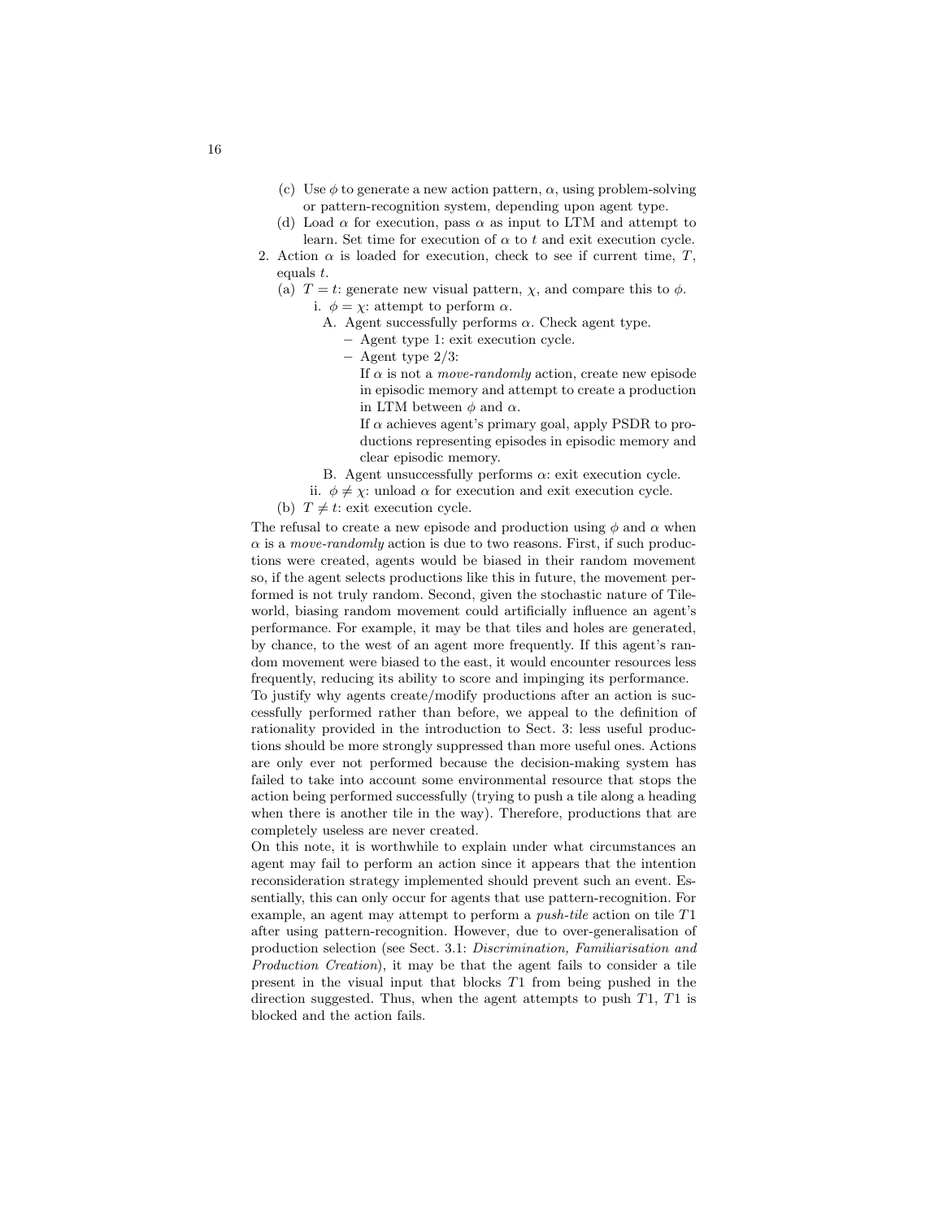(c) Use $\phi$ to generate a new action pattern, $\alpha$, using problem-solving or pattern-recognition system, depending upon agent type.
   (d) Load $\alpha$ for execution, pass $\alpha$ as input to LTM and attempt to learn. Set time for execution of $\alpha$ to $t$ and exit execution cycle.
2. Action $\alpha$ is loaded for execution, check to see if current time, $T$, equals $t$.
   (a) $T = t$: generate new visual pattern, $\chi$, and compare this to $\phi$.
      i. $\phi = \chi$: attempt to perform $\alpha$.
         A. Agent successfully performs $\alpha$. Check agent type.
            – Agent type 1: exit execution cycle.
            – Agent type 2/3:
              If $\alpha$ is not a *move-randomly* action, create new episode in episodic memory and attempt to create a production in LTM between $\phi$ and $\alpha$.
              If $\alpha$ achieves agent's primary goal, apply PSDR to productions representing episodes in episodic memory and clear episodic memory.
         B. Agent unsuccessfully performs $\alpha$: exit execution cycle.
      ii. $\phi \neq \chi$: unload $\alpha$ for execution and exit execution cycle.
   (b) $T \neq t$: exit execution cycle.

The refusal to create a new episode and production using $\phi$ and $\alpha$ when $\alpha$ is a *move-randomly* action is due to two reasons. First, if such productions were created, agents would be biased in their random movement so, if the agent selects productions like this in future, the movement performed is not truly random. Second, given the stochastic nature of Tileworld, biasing random movement could artificially influence an agent's performance. For example, it may be that tiles and holes are generated, by chance, to the west of an agent more frequently. If this agent's random movement were biased to the east, it would encounter resources less frequently, reducing its ability to score and impinging its performance.

To justify why agents create/modify productions after an action is successfully performed rather than before, we appeal to the definition of rationality provided in the introduction to Sect. 3: less useful productions should be more strongly suppressed than more useful ones. Actions are only ever not performed because the decision-making system has failed to take into account some environmental resource that stops the action being performed successfully (trying to push a tile along a heading when there is another tile in the way). Therefore, productions that are completely useless are never created.

On this note, it is worthwhile to explain under what circumstances an agent may fail to perform an action since it appears that the intention reconsideration strategy implemented should prevent such an event. Essentially, this can only occur for agents that use pattern-recognition. For example, an agent may attempt to perform a *push-tile* action on tile $T1$ after using pattern-recognition. However, due to over-generalisation of production selection (see Sect. 3.1: *Discrimination, Familiarisation and Production Creation*), it may be that the agent fails to consider a tile present in the visual input that blocks $T1$ from being pushed in the direction suggested. Thus, when the agent attempts to push $T1$, $T1$ is blocked and the action fails.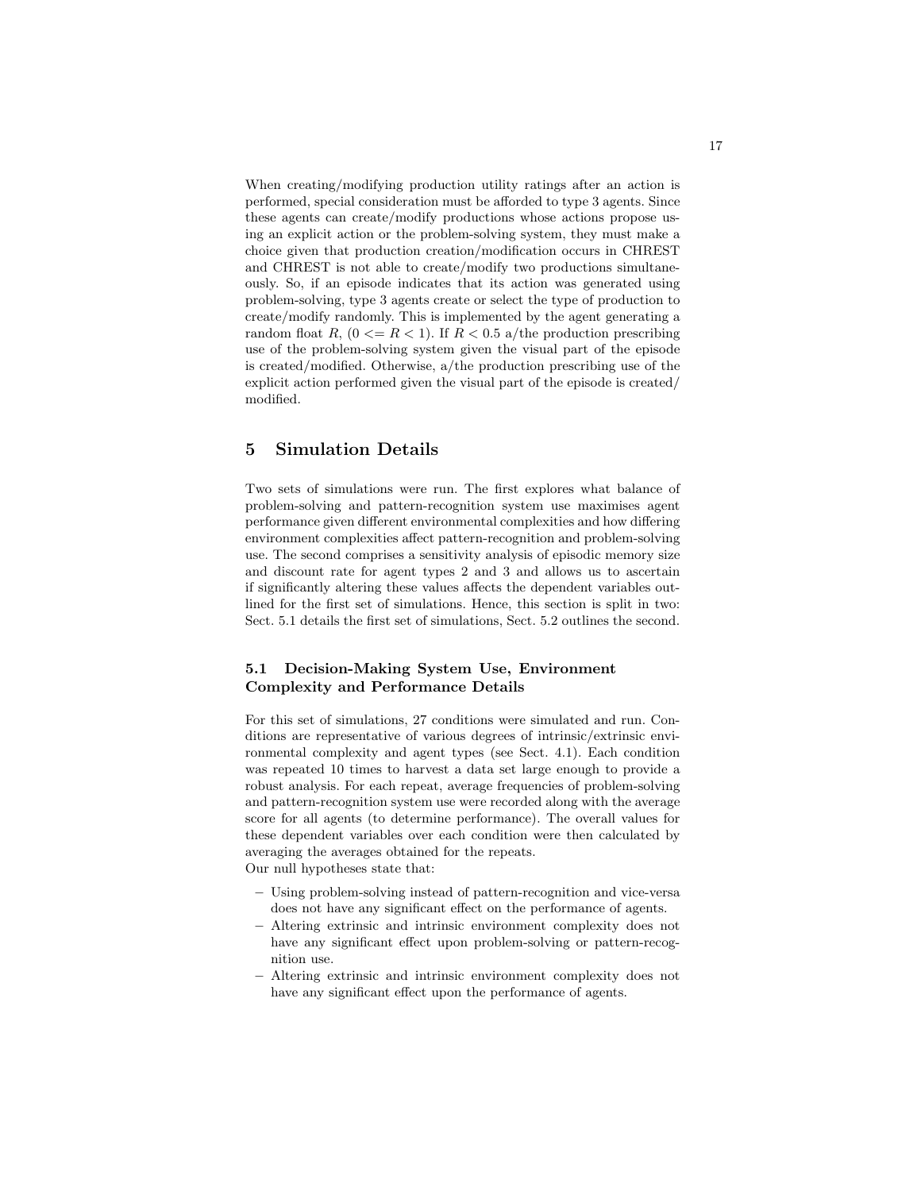When creating/modifying production utility ratings after an action is performed, special consideration must be afforded to type 3 agents. Since these agents can create/modify productions whose actions propose using an explicit action or the problem-solving system, they must make a choice given that production creation/modification occurs in CHREST and CHREST is not able to create/modify two productions simultaneously. So, if an episode indicates that its action was generated using problem-solving, type 3 agents create or select the type of production to create/modify randomly. This is implemented by the agent generating a random float $R$, ($0 <= R < 1$). If $R < 0.5$ a/the production prescribing use of the problem-solving system given the visual part of the episode is created/modified. Otherwise, a/the production prescribing use of the explicit action performed given the visual part of the episode is created/modified.

## 5 Simulation Details

Two sets of simulations were run. The first explores what balance of problem-solving and pattern-recognition system use maximises agent performance given different environmental complexities and how differing environment complexities affect pattern-recognition and problem-solving use. The second comprises a sensitivity analysis of episodic memory size and discount rate for agent types 2 and 3 and allows us to ascertain if significantly altering these values affects the dependent variables outlined for the first set of simulations. Hence, this section is split in two: Sect. 5.1 details the first set of simulations, Sect. 5.2 outlines the second.

### 5.1 Decision-Making System Use, Environment Complexity and Performance Details

For this set of simulations, 27 conditions were simulated and run. Conditions are representative of various degrees of intrinsic/extrinsic environmental complexity and agent types (see Sect. 4.1). Each condition was repeated 10 times to harvest a data set large enough to provide a robust analysis. For each repeat, average frequencies of problem-solving and pattern-recognition system use were recorded along with the average score for all agents (to determine performance). The overall values for these dependent variables over each condition were then calculated by averaging the averages obtained for the repeats.
Our null hypotheses state that:

- Using problem-solving instead of pattern-recognition and vice-versa does not have any significant effect on the performance of agents.
- Altering extrinsic and intrinsic environment complexity does not have any significant effect upon problem-solving or pattern-recognition use.
- Altering extrinsic and intrinsic environment complexity does not have any significant effect upon the performance of agents.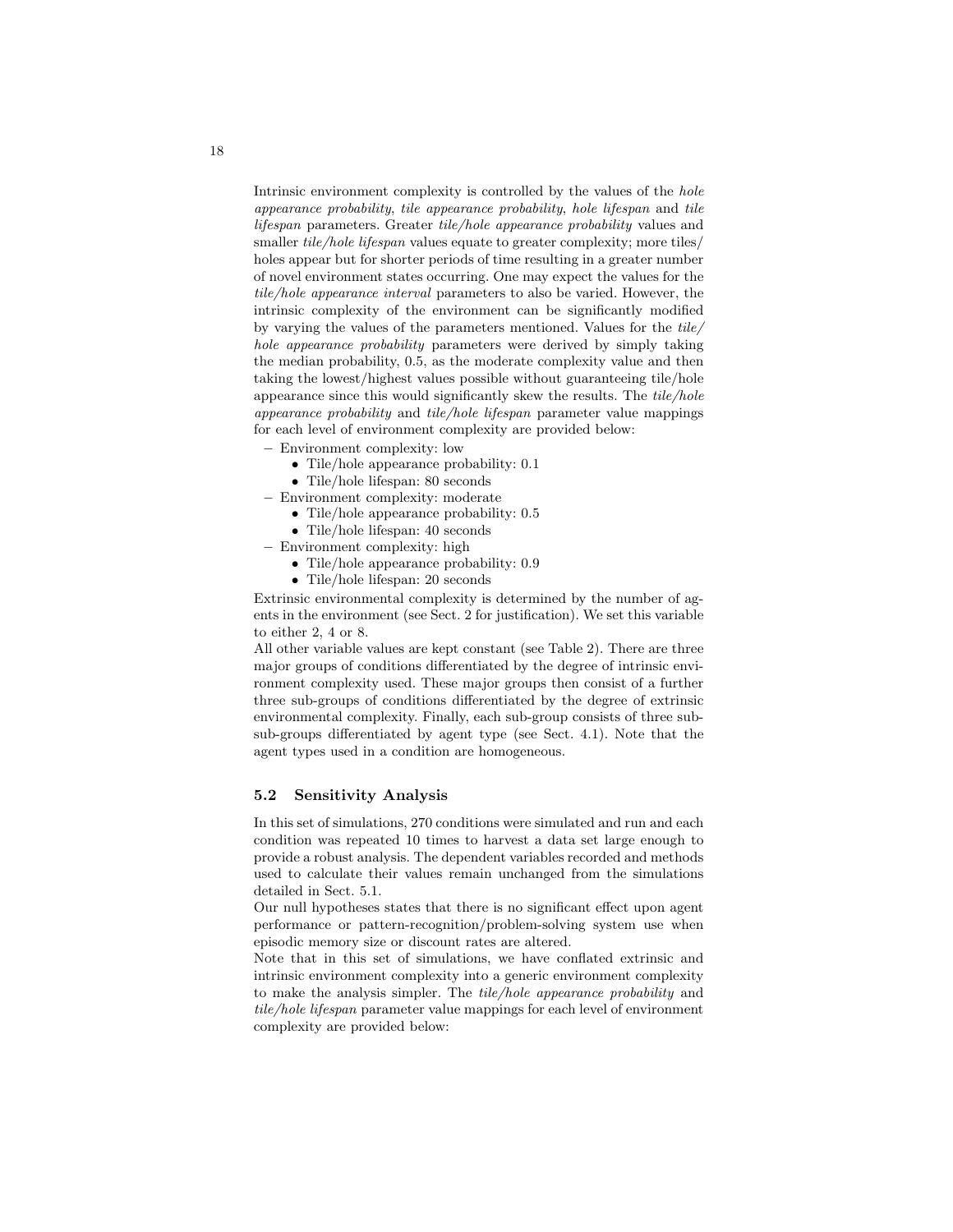Intrinsic environment complexity is controlled by the values of the *hole appearance probability*, *tile appearance probability*, *hole lifespan* and *tile lifespan* parameters. Greater *tile/hole appearance probability* values and smaller *tile/hole lifespan* values equate to greater complexity; more tiles/holes appear but for shorter periods of time resulting in a greater number of novel environment states occurring. One may expect the values for the *tile/hole appearance interval* parameters to also be varied. However, the intrinsic complexity of the environment can be significantly modified by varying the values of the parameters mentioned. Values for the *tile/hole appearance probability* parameters were derived by simply taking the median probability, 0.5, as the moderate complexity value and then taking the lowest/highest values possible without guaranteeing tile/hole appearance since this would significantly skew the results. The *tile/hole appearance probability* and *tile/hole lifespan* parameter value mappings for each level of environment complexity are provided below:

- Environment complexity: low
  - Tile/hole appearance probability: 0.1
  - Tile/hole lifespan: 80 seconds
- Environment complexity: moderate
  - Tile/hole appearance probability: 0.5
  - Tile/hole lifespan: 40 seconds
- Environment complexity: high
  - Tile/hole appearance probability: 0.9
  - Tile/hole lifespan: 20 seconds

Extrinsic environmental complexity is determined by the number of agents in the environment (see Sect. 2 for justification). We set this variable to either 2, 4 or 8.

All other variable values are kept constant (see Table 2). There are three major groups of conditions differentiated by the degree of intrinsic environment complexity used. These major groups then consist of a further three sub-groups of conditions differentiated by the degree of extrinsic environmental complexity. Finally, each sub-group consists of three sub-sub-groups differentiated by agent type (see Sect. 4.1). Note that the agent types used in a condition are homogeneous.

### 5.2 Sensitivity Analysis

In this set of simulations, 270 conditions were simulated and run and each condition was repeated 10 times to harvest a data set large enough to provide a robust analysis. The dependent variables recorded and methods used to calculate their values remain unchanged from the simulations detailed in Sect. 5.1.

Our null hypotheses states that there is no significant effect upon agent performance or pattern-recognition/problem-solving system use when episodic memory size or discount rates are altered.

Note that in this set of simulations, we have conflated extrinsic and intrinsic environment complexity into a generic environment complexity to make the analysis simpler. The *tile/hole appearance probability* and *tile/hole lifespan* parameter value mappings for each level of environment complexity are provided below: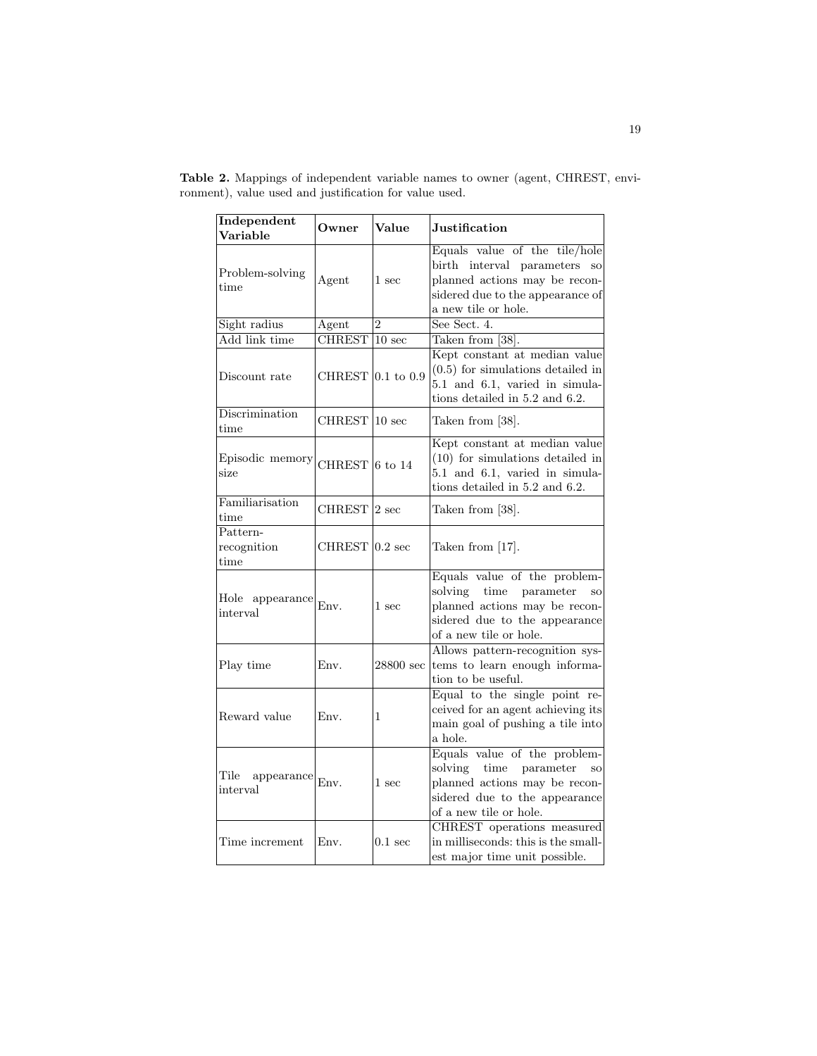**Table 2.** Mappings of independent variable names to owner (agent, CHREST, environment), value used and justification for value used.

| Independent Variable | Owner | Value | Justification |
|---|---|---|---|
| Problem-solving time | Agent | 1 sec | Equals value of the tile/hole birth interval parameters so planned actions may be reconsidered due to the appearance of a new tile or hole. |
| Sight radius | Agent | 2 | See Sect. 4. |
| Add link time | CHREST | 10 sec | Taken from [38]. |
| Discount rate | CHREST | 0.1 to 0.9 | Kept constant at median value (0.5) for simulations detailed in 5.1 and 6.1, varied in simulations detailed in 5.2 and 6.2. |
| Discrimination time | CHREST | 10 sec | Taken from [38]. |
| Episodic memory size | CHREST | 6 to 14 | Kept constant at median value (10) for simulations detailed in 5.1 and 6.1, varied in simulations detailed in 5.2 and 6.2. |
| Familiarisation time | CHREST | 2 sec | Taken from [38]. |
| Pattern-recognition time | CHREST | 0.2 sec | Taken from [17]. |
| Hole appearance interval | Env. | 1 sec | Equals value of the problem-solving time parameter so planned actions may be reconsidered due to the appearance of a new tile or hole. |
| Play time | Env. | 28800 sec | Allows pattern-recognition systems to learn enough information to be useful. |
| Reward value | Env. | 1 | Equal to the single point received for an agent achieving its main goal of pushing a tile into a hole. |
| Tile appearance interval | Env. | 1 sec | Equals value of the problem-solving time parameter so planned actions may be reconsidered due to the appearance of a new tile or hole. |
| Time increment | Env. | 0.1 sec | CHREST operations measured in milliseconds: this is the smallest major time unit possible. |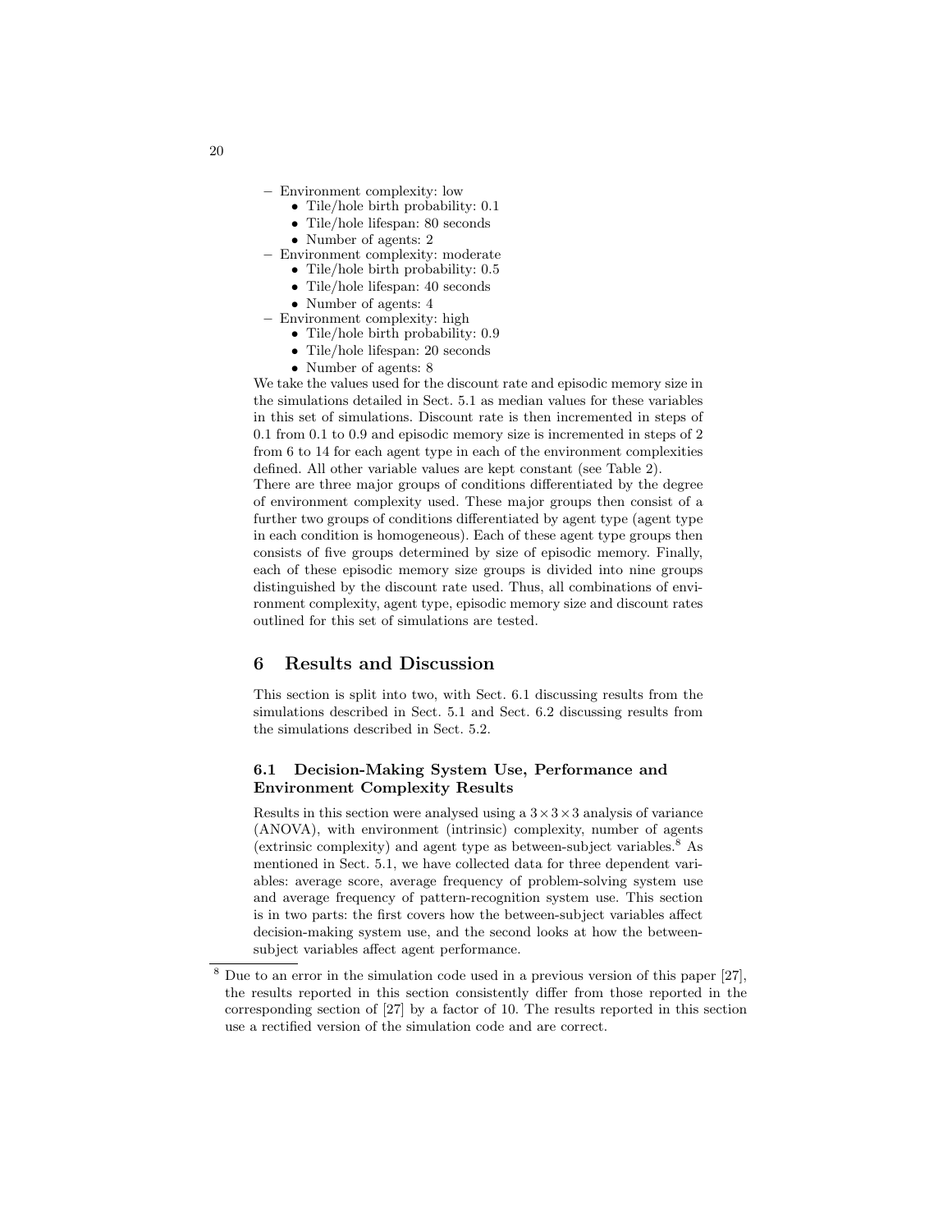- Environment complexity: low
  - Tile/hole birth probability: 0.1
  - Tile/hole lifespan: 80 seconds
  - Number of agents: 2
- Environment complexity: moderate
  - Tile/hole birth probability: 0.5
  - Tile/hole lifespan: 40 seconds
  - Number of agents: 4
- Environment complexity: high
  - Tile/hole birth probability: 0.9
  - Tile/hole lifespan: 20 seconds
  - Number of agents: 8

We take the values used for the discount rate and episodic memory size in the simulations detailed in Sect. 5.1 as median values for these variables in this set of simulations. Discount rate is then incremented in steps of 0.1 from 0.1 to 0.9 and episodic memory size is incremented in steps of 2 from 6 to 14 for each agent type in each of the environment complexities defined. All other variable values are kept constant (see Table 2).

There are three major groups of conditions differentiated by the degree of environment complexity used. These major groups then consist of a further two groups of conditions differentiated by agent type (agent type in each condition is homogeneous). Each of these agent type groups then consists of five groups determined by size of episodic memory. Finally, each of these episodic memory size groups is divided into nine groups distinguished by the discount rate used. Thus, all combinations of environment complexity, agent type, episodic memory size and discount rates outlined for this set of simulations are tested.

# 6 Results and Discussion

This section is split into two, with Sect. 6.1 discussing results from the simulations described in Sect. 5.1 and Sect. 6.2 discussing results from the simulations described in Sect. 5.2.

## 6.1 Decision-Making System Use, Performance and Environment Complexity Results

Results in this section were analysed using a $3 \times 3 \times 3$ analysis of variance (ANOVA), with environment (intrinsic) complexity, number of agents (extrinsic complexity) and agent type as between-subject variables.[8] As mentioned in Sect. 5.1, we have collected data for three dependent variables: average score, average frequency of problem-solving system use and average frequency of pattern-recognition system use. This section is in two parts: the first covers how the between-subject variables affect decision-making system use, and the second looks at how the between-subject variables affect agent performance.

[8] Due to an error in the simulation code used in a previous version of this paper [27], the results reported in this section consistently differ from those reported in the corresponding section of [27] by a factor of 10. The results reported in this section use a rectified version of the simulation code and are correct.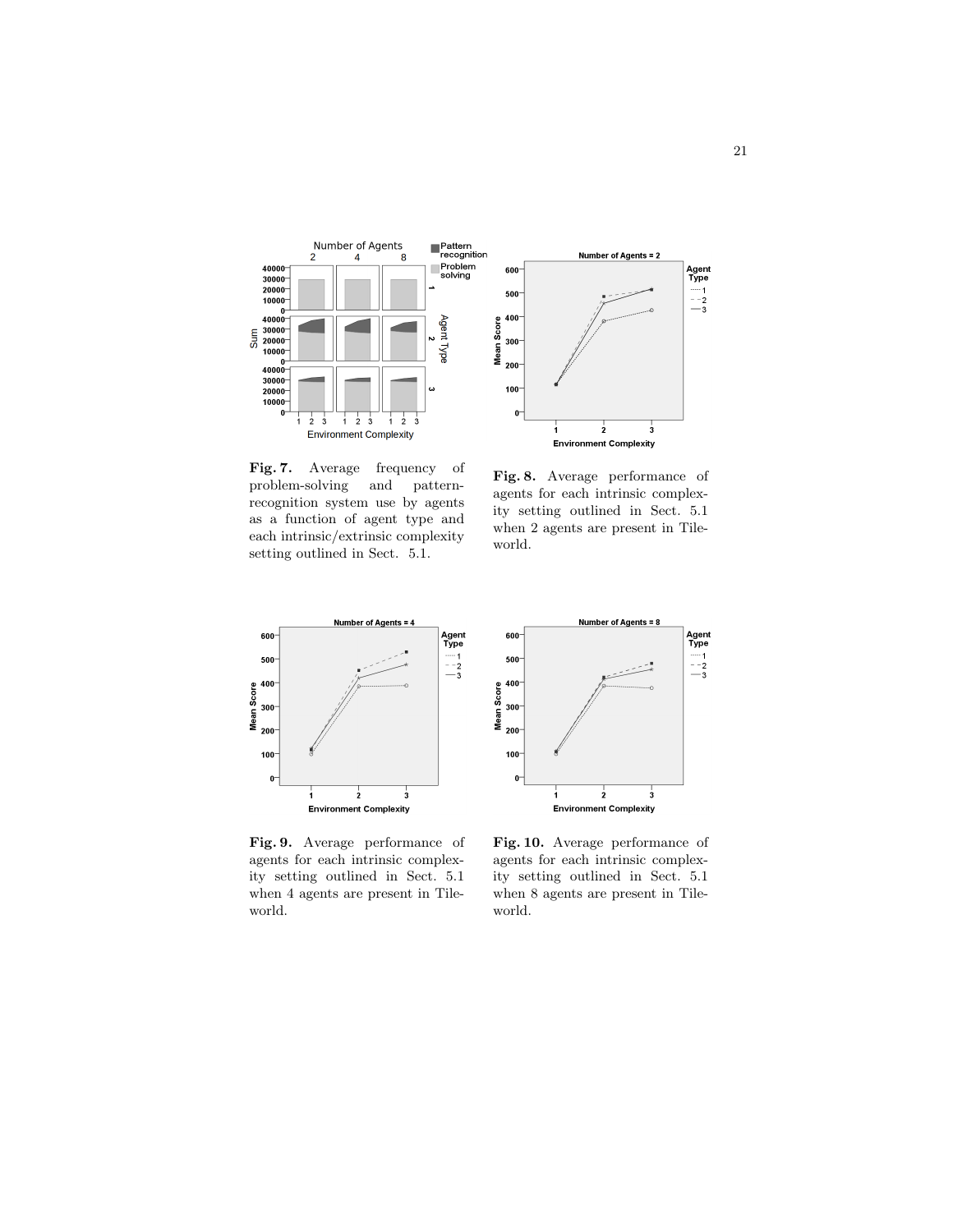**Fig. 7.** Average frequency of problem-solving and pattern-recognition system use by agents as a function of agent type and each intrinsic/extrinsic complexity setting outlined in Sect. 5.1.

**Fig. 8.** Average performance of agents for each intrinsic complexity setting outlined in Sect. 5.1 when 2 agents are present in Tileworld.

**Fig. 9.** Average performance of agents for each intrinsic complexity setting outlined in Sect. 5.1 when 4 agents are present in Tileworld.

**Fig. 10.** Average performance of agents for each intrinsic complexity setting outlined in Sect. 5.1 when 8 agents are present in Tileworld.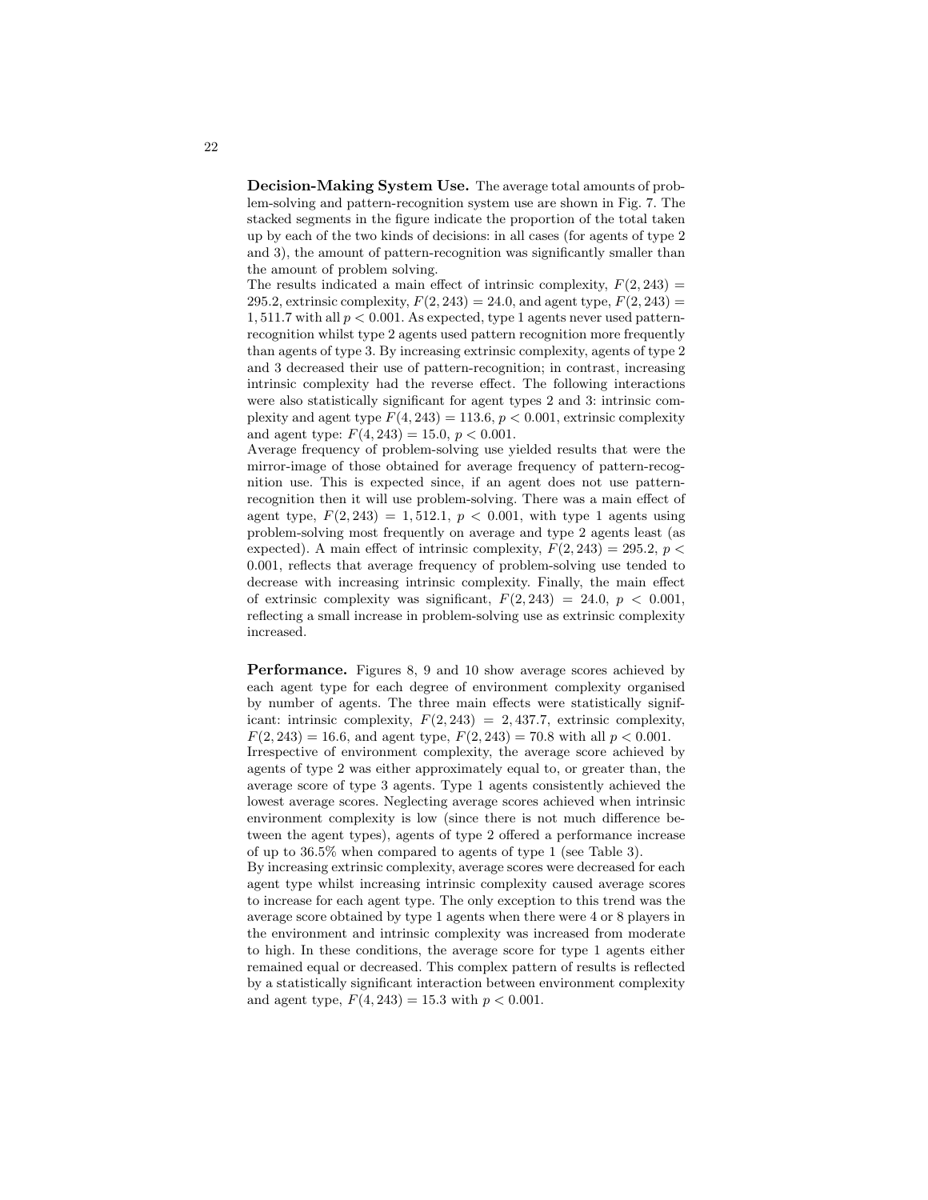**Decision-Making System Use.** The average total amounts of problem-solving and pattern-recognition system use are shown in Fig. 7. The stacked segments in the figure indicate the proportion of the total taken up by each of the two kinds of decisions: in all cases (for agents of type 2 and 3), the amount of pattern-recognition was significantly smaller than the amount of problem solving.

The results indicated a main effect of intrinsic complexity, $F(2, 243) = 295.2$, extrinsic complexity, $F(2, 243) = 24.0$, and agent type, $F(2, 243) = 1,511.7$ with all $p < 0.001$. As expected, type 1 agents never used pattern-recognition whilst type 2 agents used pattern recognition more frequently than agents of type 3. By increasing extrinsic complexity, agents of type 2 and 3 decreased their use of pattern-recognition; in contrast, increasing intrinsic complexity had the reverse effect. The following interactions were also statistically significant for agent types 2 and 3: intrinsic complexity and agent type $F(4, 243) = 113.6$, $p < 0.001$, extrinsic complexity and agent type: $F(4, 243) = 15.0$, $p < 0.001$.

Average frequency of problem-solving use yielded results that were the mirror-image of those obtained for average frequency of pattern-recognition use. This is expected since, if an agent does not use pattern-recognition then it will use problem-solving. There was a main effect of agent type, $F(2, 243) = 1,512.1$, $p < 0.001$, with type 1 agents using problem-solving most frequently on average and type 2 agents least (as expected). A main effect of intrinsic complexity, $F(2, 243) = 295.2$, $p < 0.001$, reflects that average frequency of problem-solving use tended to decrease with increasing intrinsic complexity. Finally, the main effect of extrinsic complexity was significant, $F(2, 243) = 24.0$, $p < 0.001$, reflecting a small increase in problem-solving use as extrinsic complexity increased.

**Performance.** Figures 8, 9 and 10 show average scores achieved by each agent type for each degree of environment complexity organised by number of agents. The three main effects were statistically significant: intrinsic complexity, $F(2, 243) = 2,437.7$, extrinsic complexity, $F(2, 243) = 16.6$, and agent type, $F(2, 243) = 70.8$ with all $p < 0.001$.

Irrespective of environment complexity, the average score achieved by agents of type 2 was either approximately equal to, or greater than, the average score of type 3 agents. Type 1 agents consistently achieved the lowest average scores. Neglecting average scores achieved when intrinsic environment complexity is low (since there is not much difference between the agent types), agents of type 2 offered a performance increase of up to 36.5% when compared to agents of type 1 (see Table 3).

By increasing extrinsic complexity, average scores were decreased for each agent type whilst increasing intrinsic complexity caused average scores to increase for each agent type. The only exception to this trend was the average score obtained by type 1 agents when there were 4 or 8 players in the environment and intrinsic complexity was increased from moderate to high. In these conditions, the average score for type 1 agents either remained equal or decreased. This complex pattern of results is reflected by a statistically significant interaction between environment complexity and agent type, $F(4, 243) = 15.3$ with $p < 0.001$.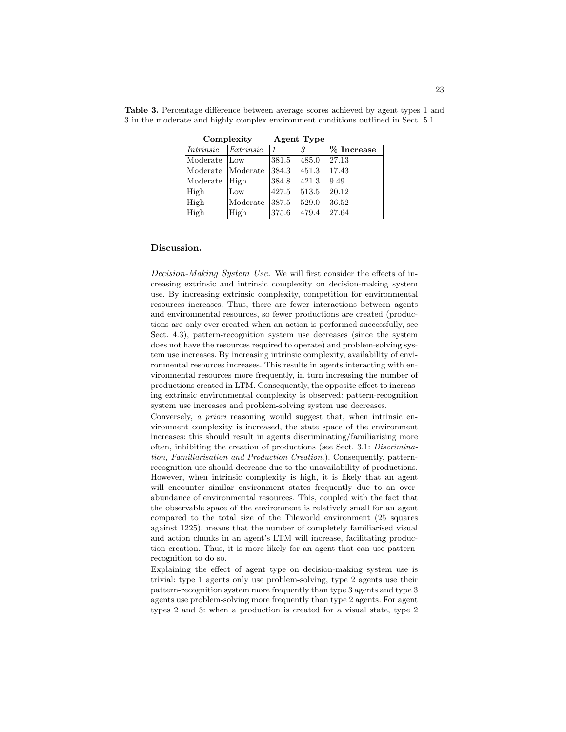**Table 3.** Percentage difference between average scores achieved by agent types 1 and 3 in the moderate and highly complex environment conditions outlined in Sect. 5.1.

| Complexity | | Agent Type | | |
|---|---|---|---|---|
| *Intrinsic* | *Extrinsic* | *1* | *3* | **% Increase** |
| Moderate | Low | 381.5 | 485.0 | 27.13 |
| Moderate | Moderate | 384.3 | 451.3 | 17.43 |
| Moderate | High | 384.8 | 421.3 | 9.49 |
| High | Low | 427.5 | 513.5 | 20.12 |
| High | Moderate | 387.5 | 529.0 | 36.52 |
| High | High | 375.6 | 479.4 | 27.64 |

**Discussion.**

*Decision-Making System Use.* We will first consider the effects of increasing extrinsic and intrinsic complexity on decision-making system use. By increasing extrinsic complexity, competition for environmental resources increases. Thus, there are fewer interactions between agents and environmental resources, so fewer productions are created (productions are only ever created when an action is performed successfully, see Sect. 4.3), pattern-recognition system use decreases (since the system does not have the resources required to operate) and problem-solving system use increases. By increasing intrinsic complexity, availability of environmental resources increases. This results in agents interacting with environmental resources more frequently, in turn increasing the number of productions created in LTM. Consequently, the opposite effect to increasing extrinsic environmental complexity is observed: pattern-recognition system use increases and problem-solving system use decreases.

Conversely, *a priori* reasoning would suggest that, when intrinsic environment complexity is increased, the state space of the environment increases: this should result in agents discriminating/familiarising more often, inhibiting the creation of productions (see Sect. 3.1: *Discrimination, Familiarisation and Production Creation.*). Consequently, pattern-recognition use should decrease due to the unavailability of productions. However, when intrinsic complexity is high, it is likely that an agent will encounter similar environment states frequently due to an over-abundance of environmental resources. This, coupled with the fact that the observable space of the environment is relatively small for an agent compared to the total size of the Tileworld environment (25 squares against 1225), means that the number of completely familiarised visual and action chunks in an agent's LTM will increase, facilitating production creation. Thus, it is more likely for an agent that can use pattern-recognition to do so.

Explaining the effect of agent type on decision-making system use is trivial: type 1 agents only use problem-solving, type 2 agents use their pattern-recognition system more frequently than type 3 agents and type 3 agents use problem-solving more frequently than type 2 agents. For agent types 2 and 3: when a production is created for a visual state, type 2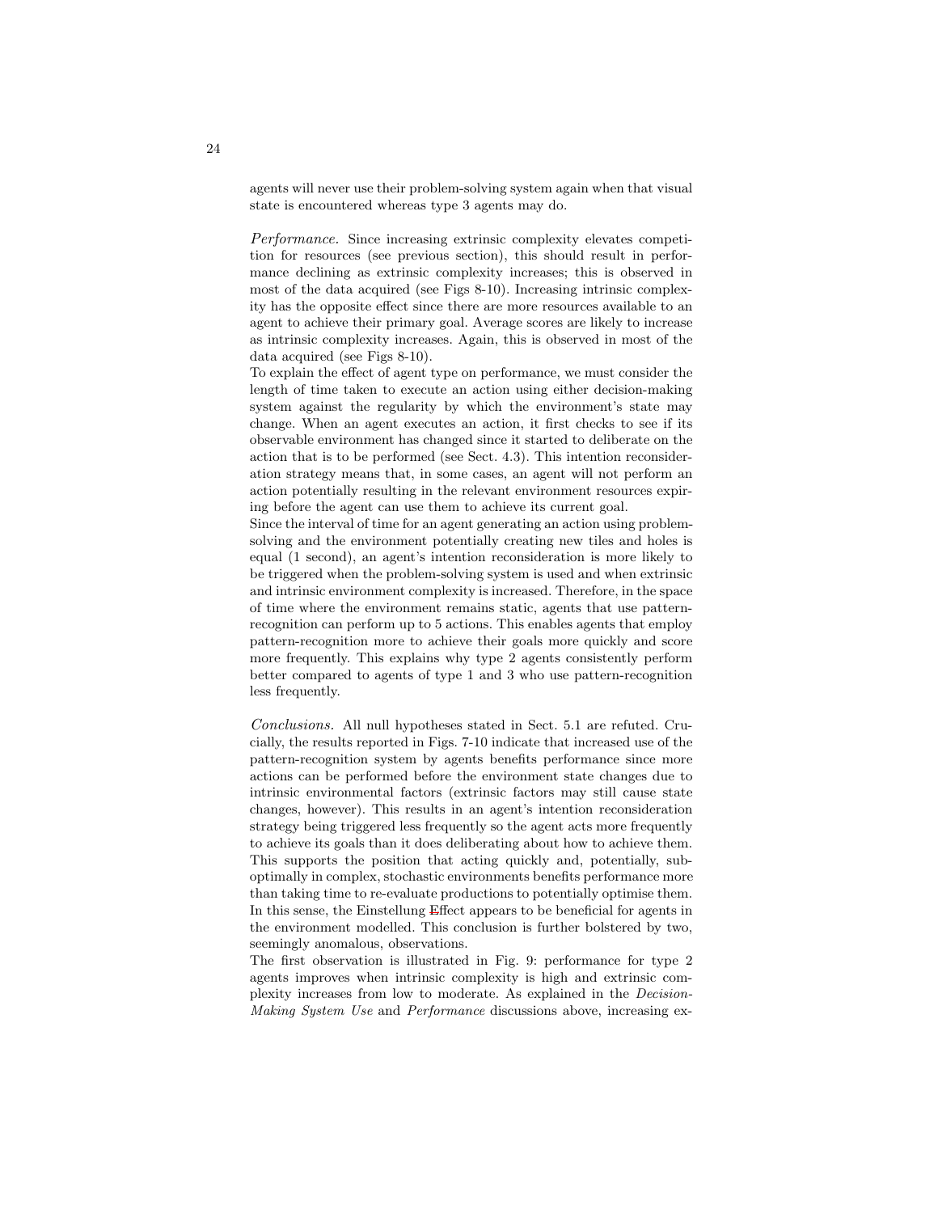agents will never use their problem-solving system again when that visual state is encountered whereas type 3 agents may do.

*Performance.* Since increasing extrinsic complexity elevates competition for resources (see previous section), this should result in performance declining as extrinsic complexity increases; this is observed in most of the data acquired (see Figs 8-10). Increasing intrinsic complexity has the opposite effect since there are more resources available to an agent to achieve their primary goal. Average scores are likely to increase as intrinsic complexity increases. Again, this is observed in most of the data acquired (see Figs 8-10).

To explain the effect of agent type on performance, we must consider the length of time taken to execute an action using either decision-making system against the regularity by which the environment's state may change. When an agent executes an action, it first checks to see if its observable environment has changed since it started to deliberate on the action that is to be performed (see Sect. 4.3). This intention reconsideration strategy means that, in some cases, an agent will not perform an action potentially resulting in the relevant environment resources expiring before the agent can use them to achieve its current goal.

Since the interval of time for an agent generating an action using problem-solving and the environment potentially creating new tiles and holes is equal (1 second), an agent's intention reconsideration is more likely to be triggered when the problem-solving system is used and when extrinsic and intrinsic environment complexity is increased. Therefore, in the space of time where the environment remains static, agents that use pattern-recognition can perform up to 5 actions. This enables agents that employ pattern-recognition more to achieve their goals more quickly and score more frequently. This explains why type 2 agents consistently perform better compared to agents of type 1 and 3 who use pattern-recognition less frequently.

*Conclusions.* All null hypotheses stated in Sect. 5.1 are refuted. Crucially, the results reported in Figs. 7-10 indicate that increased use of the pattern-recognition system by agents benefits performance since more actions can be performed before the environment state changes due to intrinsic environmental factors (extrinsic factors may still cause state changes, however). This results in an agent's intention reconsideration strategy being triggered less frequently so the agent acts more frequently to achieve its goals than it does deliberating about how to achieve them. This supports the position that acting quickly and, potentially, suboptimally in complex, stochastic environments benefits performance more than taking time to re-evaluate productions to potentially optimise them. In this sense, the Einstellung Effect appears to be beneficial for agents in the environment modelled. This conclusion is further bolstered by two, seemingly anomalous, observations.

The first observation is illustrated in Fig. 9: performance for type 2 agents improves when intrinsic complexity is high and extrinsic complexity increases from low to moderate. As explained in the *Decision-Making System Use* and *Performance* discussions above, increasing ex-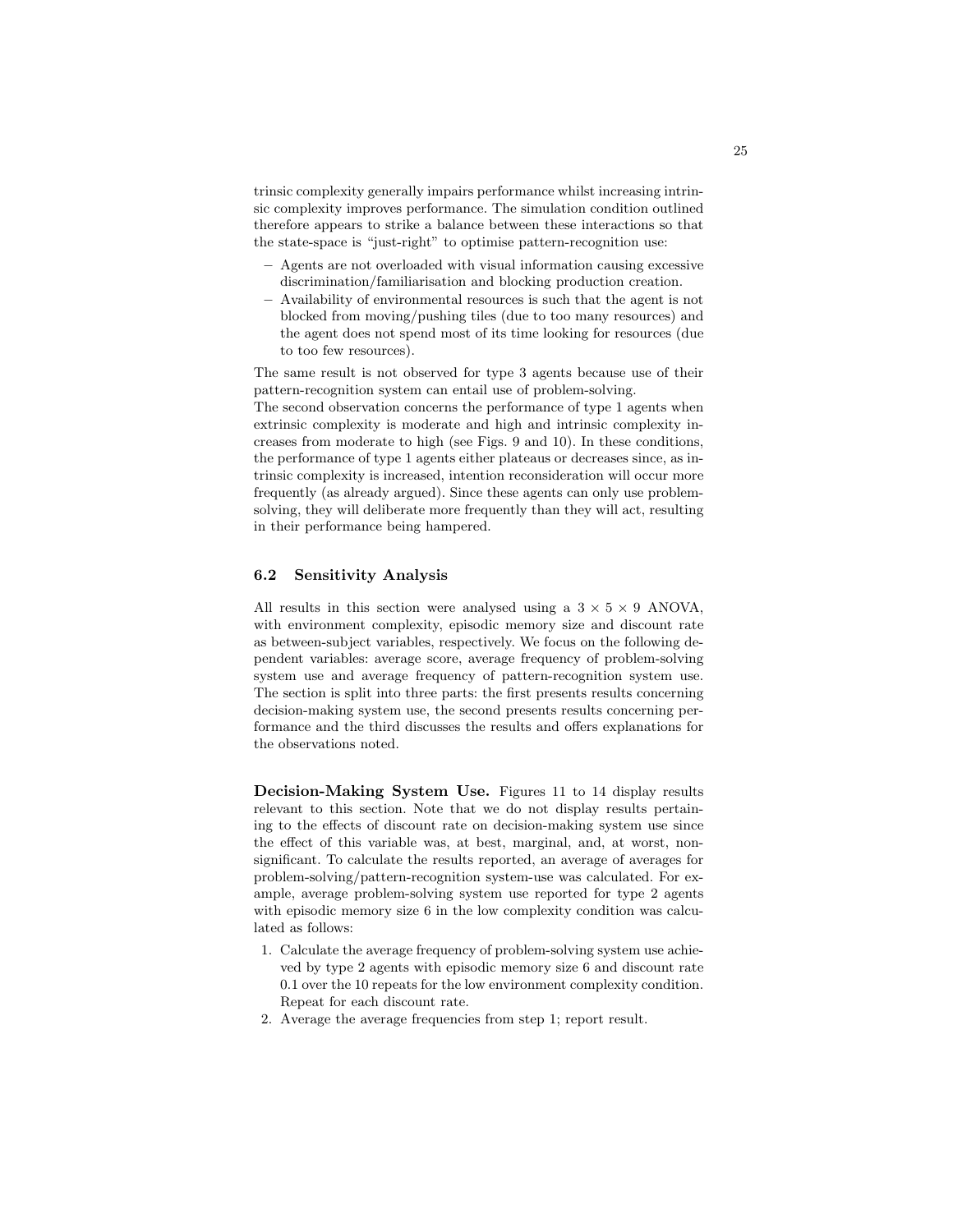trinsic complexity generally impairs performance whilst increasing intrinsic complexity improves performance. The simulation condition outlined therefore appears to strike a balance between these interactions so that the state-space is "just-right" to optimise pattern-recognition use:

- Agents are not overloaded with visual information causing excessive discrimination/familiarisation and blocking production creation.
- Availability of environmental resources is such that the agent is not blocked from moving/pushing tiles (due to too many resources) and the agent does not spend most of its time looking for resources (due to too few resources).

The same result is not observed for type 3 agents because use of their pattern-recognition system can entail use of problem-solving.
The second observation concerns the performance of type 1 agents when extrinsic complexity is moderate and high and intrinsic complexity increases from moderate to high (see Figs. 9 and 10). In these conditions, the performance of type 1 agents either plateaus or decreases since, as intrinsic complexity is increased, intention reconsideration will occur more frequently (as already argued). Since these agents can only use problem-solving, they will deliberate more frequently than they will act, resulting in their performance being hampered.

### 6.2 Sensitivity Analysis

All results in this section were analysed using a $3 \times 5 \times 9$ ANOVA, with environment complexity, episodic memory size and discount rate as between-subject variables, respectively. We focus on the following dependent variables: average score, average frequency of problem-solving system use and average frequency of pattern-recognition system use. The section is split into three parts: the first presents results concerning decision-making system use, the second presents results concerning performance and the third discusses the results and offers explanations for the observations noted.

**Decision-Making System Use.** Figures 11 to 14 display results relevant to this section. Note that we do not display results pertaining to the effects of discount rate on decision-making system use since the effect of this variable was, at best, marginal, and, at worst, non-significant. To calculate the results reported, an average of averages for problem-solving/pattern-recognition system-use was calculated. For example, average problem-solving system use reported for type 2 agents with episodic memory size 6 in the low complexity condition was calculated as follows:

1. Calculate the average frequency of problem-solving system use achieved by type 2 agents with episodic memory size 6 and discount rate 0.1 over the 10 repeats for the low environment complexity condition. Repeat for each discount rate.
2. Average the average frequencies from step 1; report result.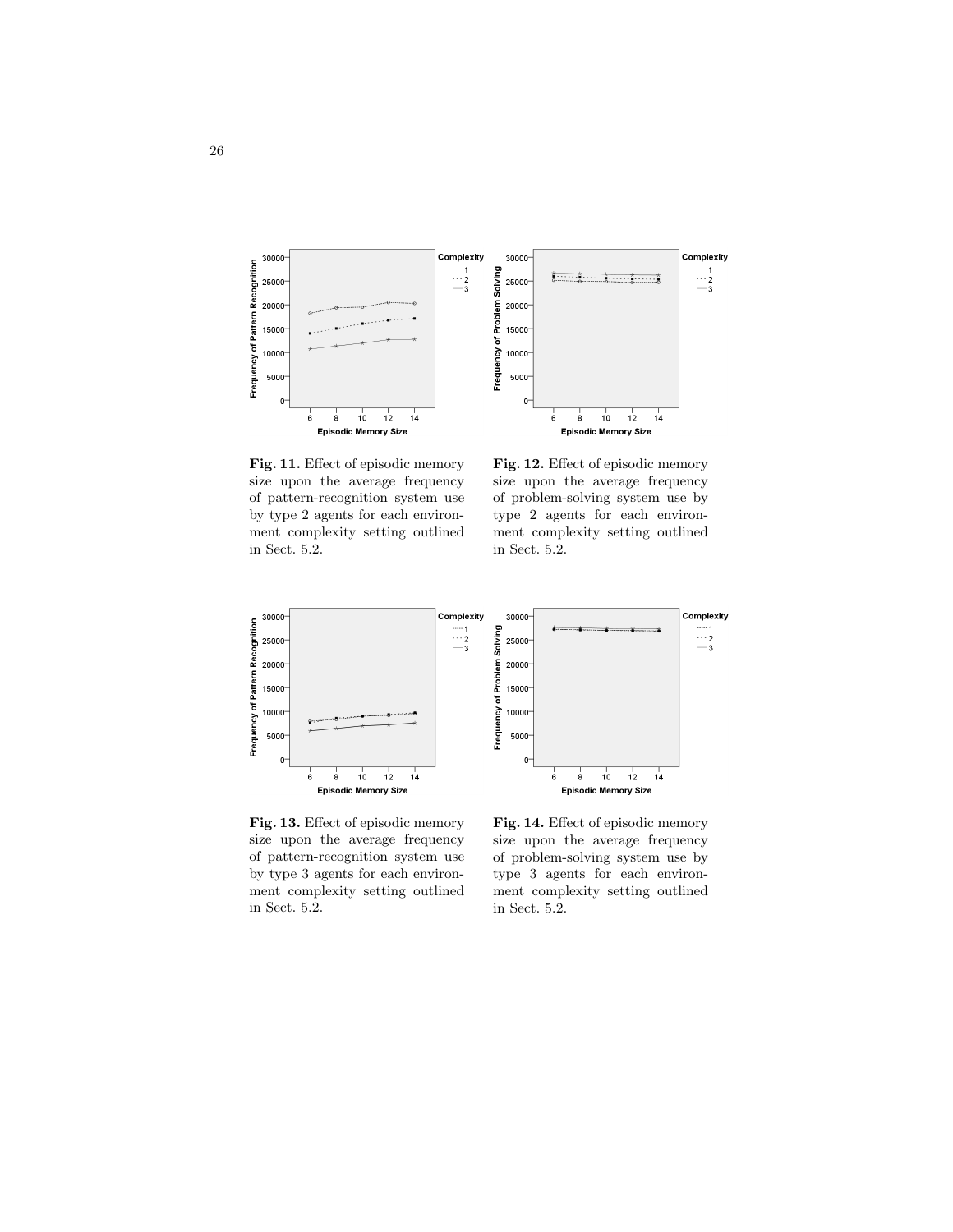**Fig. 11.** Effect of episodic memory size upon the average frequency of pattern-recognition system use by type 2 agents for each environment complexity setting outlined in Sect. 5.2.

**Fig. 12.** Effect of episodic memory size upon the average frequency of problem-solving system use by type 2 agents for each environment complexity setting outlined in Sect. 5.2.

**Fig. 13.** Effect of episodic memory size upon the average frequency of pattern-recognition system use by type 3 agents for each environment complexity setting outlined in Sect. 5.2.

**Fig. 14.** Effect of episodic memory size upon the average frequency of problem-solving system use by type 3 agents for each environment complexity setting outlined in Sect. 5.2.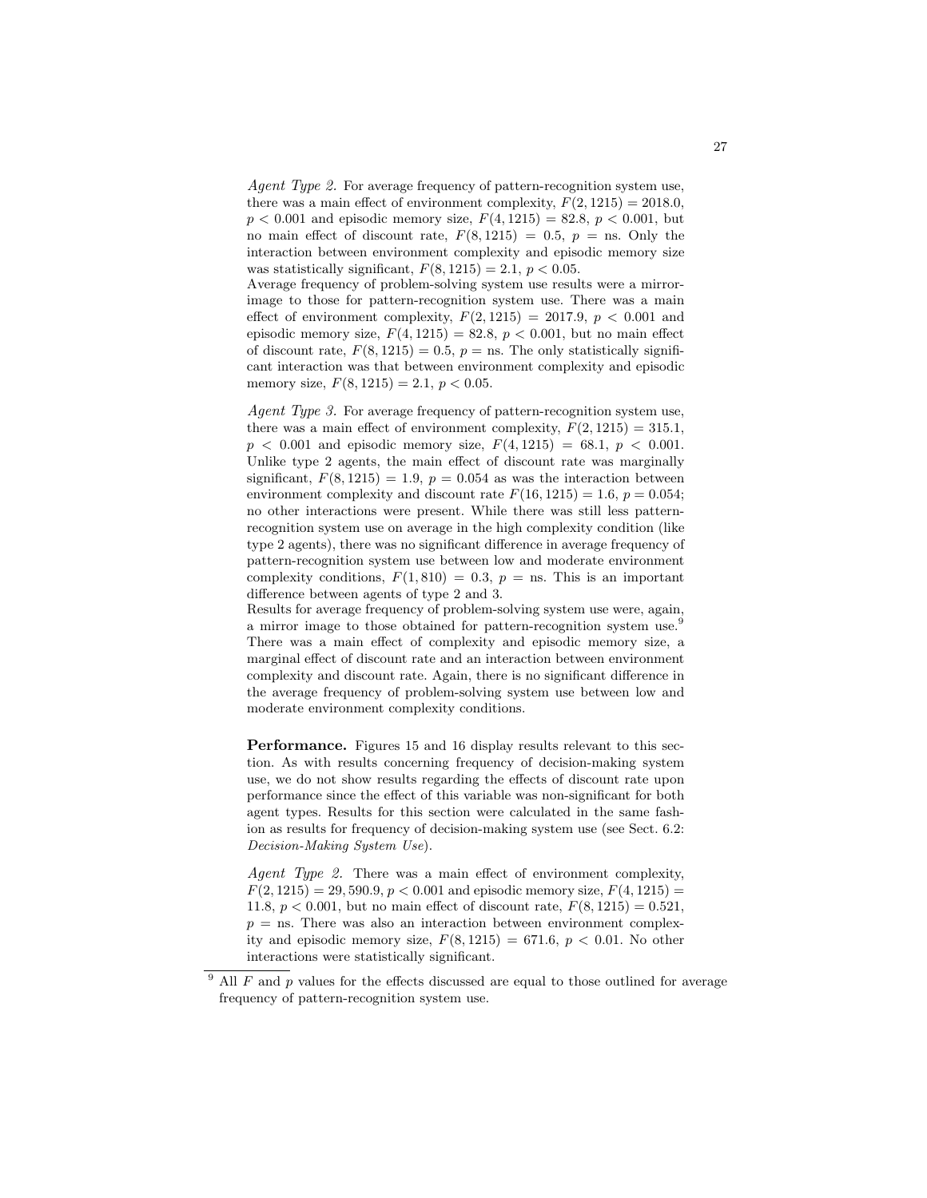*Agent Type 2.* For average frequency of pattern-recognition system use, there was a main effect of environment complexity, $F(2, 1215) = 2018.0$, $p < 0.001$ and episodic memory size, $F(4, 1215) = 82.8$, $p < 0.001$, but no main effect of discount rate, $F(8, 1215) = 0.5$, $p =$ ns. Only the interaction between environment complexity and episodic memory size was statistically significant, $F(8, 1215) = 2.1$, $p < 0.05$.
Average frequency of problem-solving system use results were a mirror-image to those for pattern-recognition system use. There was a main effect of environment complexity, $F(2, 1215) = 2017.9$, $p < 0.001$ and episodic memory size, $F(4, 1215) = 82.8$, $p < 0.001$, but no main effect of discount rate, $F(8, 1215) = 0.5$, $p =$ ns. The only statistically significant interaction was that between environment complexity and episodic memory size, $F(8, 1215) = 2.1$, $p < 0.05$.

*Agent Type 3.* For average frequency of pattern-recognition system use, there was a main effect of environment complexity, $F(2, 1215) = 315.1$, $p < 0.001$ and episodic memory size, $F(4, 1215) = 68.1$, $p < 0.001$. Unlike type 2 agents, the main effect of discount rate was marginally significant, $F(8, 1215) = 1.9$, $p = 0.054$ as was the interaction between environment complexity and discount rate $F(16, 1215) = 1.6$, $p = 0.054$; no other interactions were present. While there was still less pattern-recognition system use on average in the high complexity condition (like type 2 agents), there was no significant difference in average frequency of pattern-recognition system use between low and moderate environment complexity conditions, $F(1, 810) = 0.3$, $p =$ ns. This is an important difference between agents of type 2 and 3.
Results for average frequency of problem-solving system use were, again, a mirror image to those obtained for pattern-recognition system use.[9] There was a main effect of complexity and episodic memory size, a marginal effect of discount rate and an interaction between environment complexity and discount rate. Again, there is no significant difference in the average frequency of problem-solving system use between low and moderate environment complexity conditions.

**Performance.** Figures 15 and 16 display results relevant to this section. As with results concerning frequency of decision-making system use, we do not show results regarding the effects of discount rate upon performance since the effect of this variable was non-significant for both agent types. Results for this section were calculated in the same fashion as results for frequency of decision-making system use (see Sect. 6.2: *Decision-Making System Use*).

*Agent Type 2.* There was a main effect of environment complexity, $F(2, 1215) = 29,590.9$, $p < 0.001$ and episodic memory size, $F(4, 1215) = 11.8$, $p < 0.001$, but no main effect of discount rate, $F(8, 1215) = 0.521$, $p =$ ns. There was also an interaction between environment complexity and episodic memory size, $F(8, 1215) = 671.6$, $p < 0.01$. No other interactions were statistically significant.

[9] All $F$ and $p$ values for the effects discussed are equal to those outlined for average frequency of pattern-recognition system use.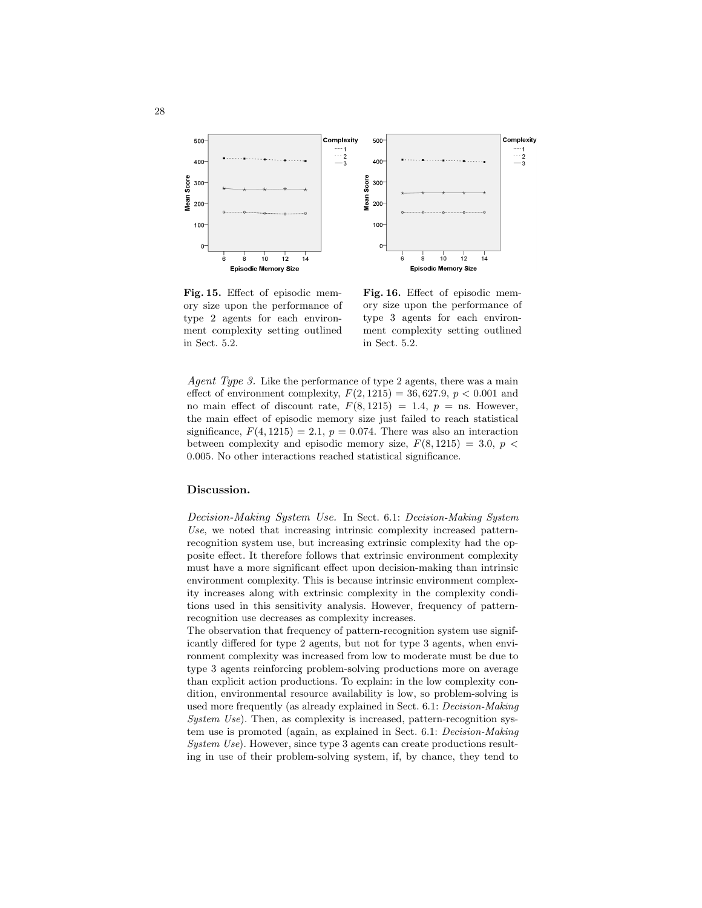**Fig. 15.** Effect of episodic memory size upon the performance of type 2 agents for each environment complexity setting outlined in Sect. 5.2.

**Fig. 16.** Effect of episodic memory size upon the performance of type 3 agents for each environment complexity setting outlined in Sect. 5.2.

*Agent Type 3.* Like the performance of type 2 agents, there was a main effect of environment complexity, $F(2, 1215) = 36,627.9$, $p < 0.001$ and no main effect of discount rate, $F(8, 1215) = 1.4$, $p =$ ns. However, the main effect of episodic memory size just failed to reach statistical significance, $F(4, 1215) = 2.1$, $p = 0.074$. There was also an interaction between complexity and episodic memory size, $F(8, 1215) = 3.0$, $p < 0.005$. No other interactions reached statistical significance.

**Discussion.**

*Decision-Making System Use.* In Sect. 6.1: *Decision-Making System Use*, we noted that increasing intrinsic complexity increased pattern-recognition system use, but increasing extrinsic complexity had the opposite effect. It therefore follows that extrinsic environment complexity must have a more significant effect upon decision-making than intrinsic environment complexity. This is because intrinsic environment complexity increases along with extrinsic complexity in the complexity conditions used in this sensitivity analysis. However, frequency of pattern-recognition use decreases as complexity increases.

The observation that frequency of pattern-recognition system use significantly differed for type 2 agents, but not for type 3 agents, when environment complexity was increased from low to moderate must be due to type 3 agents reinforcing problem-solving productions more on average than explicit action productions. To explain: in the low complexity condition, environmental resource availability is low, so problem-solving is used more frequently (as already explained in Sect. 6.1: *Decision-Making System Use*). Then, as complexity is increased, pattern-recognition system use is promoted (again, as explained in Sect. 6.1: *Decision-Making System Use*). However, since type 3 agents can create productions resulting in use of their problem-solving system, if, by chance, they tend to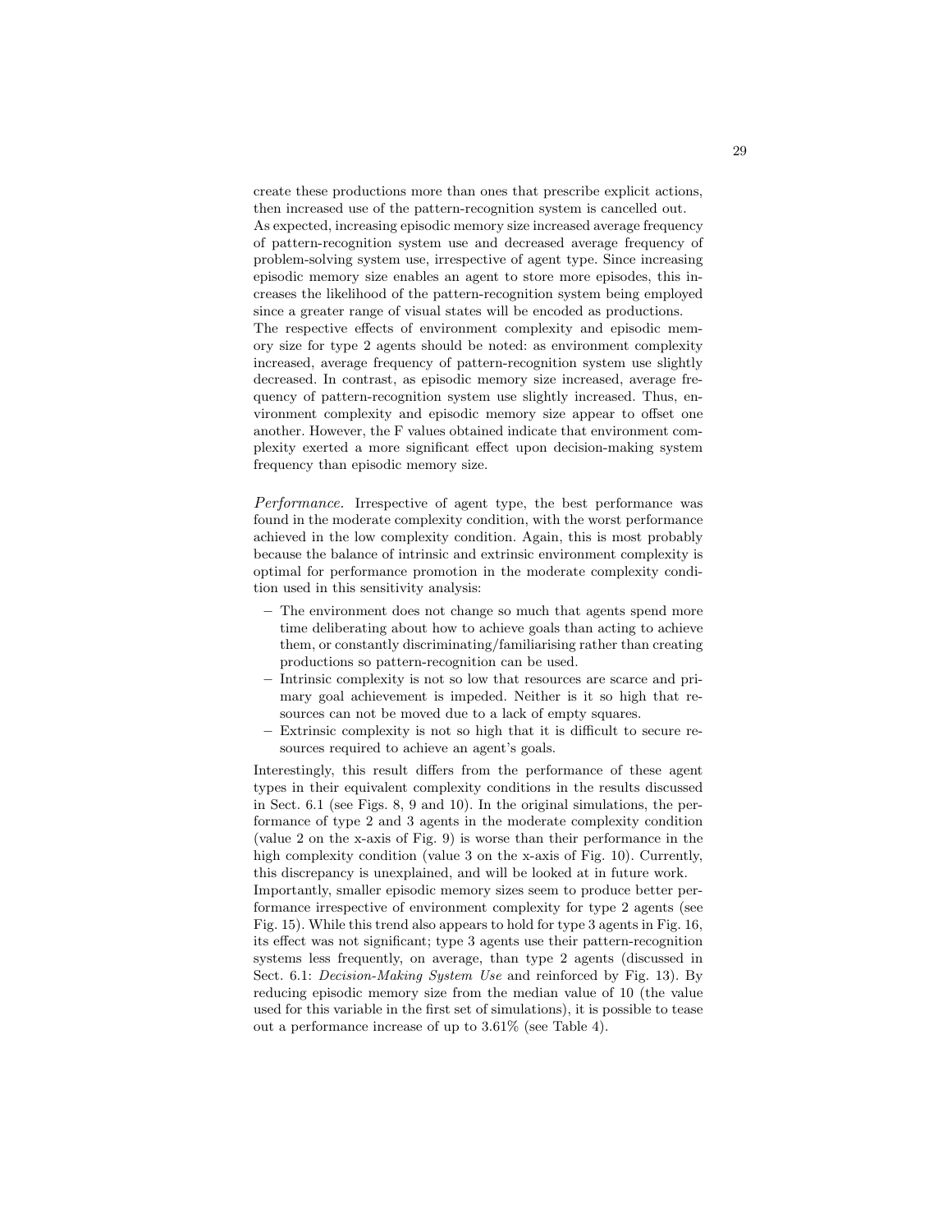create these productions more than ones that prescribe explicit actions, then increased use of the pattern-recognition system is cancelled out.

As expected, increasing episodic memory size increased average frequency of pattern-recognition system use and decreased average frequency of problem-solving system use, irrespective of agent type. Since increasing episodic memory size enables an agent to store more episodes, this increases the likelihood of the pattern-recognition system being employed since a greater range of visual states will be encoded as productions.

The respective effects of environment complexity and episodic memory size for type 2 agents should be noted: as environment complexity increased, average frequency of pattern-recognition system use slightly decreased. In contrast, as episodic memory size increased, average frequency of pattern-recognition system use slightly increased. Thus, environment complexity and episodic memory size appear to offset one another. However, the F values obtained indicate that environment complexity exerted a more significant effect upon decision-making system frequency than episodic memory size.

*Performance.* Irrespective of agent type, the best performance was found in the moderate complexity condition, with the worst performance achieved in the low complexity condition. Again, this is most probably because the balance of intrinsic and extrinsic environment complexity is optimal for performance promotion in the moderate complexity condition used in this sensitivity analysis:

- The environment does not change so much that agents spend more time deliberating about how to achieve goals than acting to achieve them, or constantly discriminating/familiarising rather than creating productions so pattern-recognition can be used.
- Intrinsic complexity is not so low that resources are scarce and primary goal achievement is impeded. Neither is it so high that resources can not be moved due to a lack of empty squares.
- Extrinsic complexity is not so high that it is difficult to secure resources required to achieve an agent's goals.

Interestingly, this result differs from the performance of these agent types in their equivalent complexity conditions in the results discussed in Sect. 6.1 (see Figs. 8, 9 and 10). In the original simulations, the performance of type 2 and 3 agents in the moderate complexity condition (value 2 on the x-axis of Fig. 9) is worse than their performance in the high complexity condition (value 3 on the x-axis of Fig. 10). Currently, this discrepancy is unexplained, and will be looked at in future work.

Importantly, smaller episodic memory sizes seem to produce better performance irrespective of environment complexity for type 2 agents (see Fig. 15). While this trend also appears to hold for type 3 agents in Fig. 16, its effect was not significant; type 3 agents use their pattern-recognition systems less frequently, on average, than type 2 agents (discussed in Sect. 6.1: *Decision-Making System Use* and reinforced by Fig. 13). By reducing episodic memory size from the median value of 10 (the value used for this variable in the first set of simulations), it is possible to tease out a performance increase of up to 3.61% (see Table 4).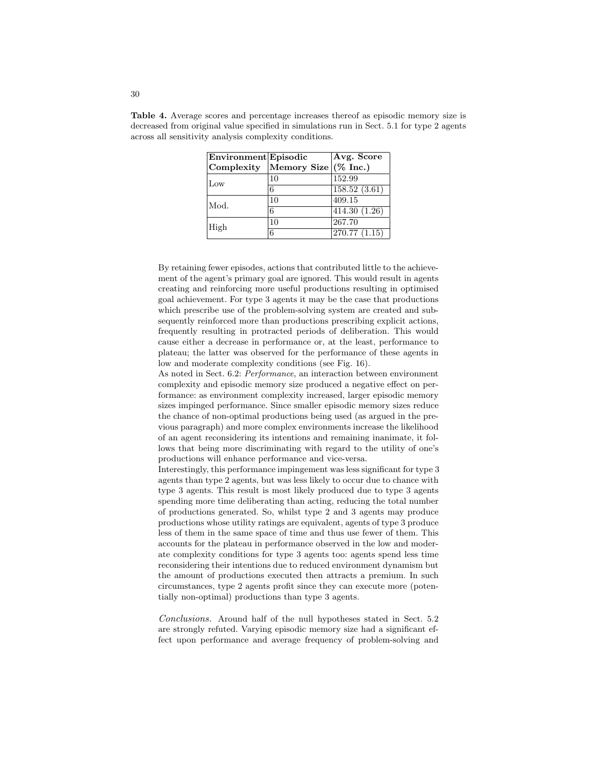**Table 4.** Average scores and percentage increases thereof as episodic memory size is decreased from original value specified in simulations run in Sect. 5.1 for type 2 agents across all sensitivity analysis complexity conditions.

| **Environment Complexity** | **Episodic Memory Size** | **Avg. Score (% Inc.)** |
|---|---|---|
| Low | 10 | 152.99 |
| | 6 | 158.52 (3.61) |
| Mod. | 10 | 409.15 |
| | 6 | 414.30 (1.26) |
| High | 10 | 267.70 |
| | 6 | 270.77 (1.15) |

By retaining fewer episodes, actions that contributed little to the achievement of the agent's primary goal are ignored. This would result in agents creating and reinforcing more useful productions resulting in optimised goal achievement. For type 3 agents it may be the case that productions which prescribe use of the problem-solving system are created and subsequently reinforced more than productions prescribing explicit actions, frequently resulting in protracted periods of deliberation. This would cause either a decrease in performance or, at the least, performance to plateau; the latter was observed for the performance of these agents in low and moderate complexity conditions (see Fig. 16).

As noted in Sect. 6.2: *Performance*, an interaction between environment complexity and episodic memory size produced a negative effect on performance: as environment complexity increased, larger episodic memory sizes impinged performance. Since smaller episodic memory sizes reduce the chance of non-optimal productions being used (as argued in the previous paragraph) and more complex environments increase the likelihood of an agent reconsidering its intentions and remaining inanimate, it follows that being more discriminating with regard to the utility of one's productions will enhance performance and vice-versa.

Interestingly, this performance impingement was less significant for type 3 agents than type 2 agents, but was less likely to occur due to chance with type 3 agents. This result is most likely produced due to type 3 agents spending more time deliberating than acting, reducing the total number of productions generated. So, whilst type 2 and 3 agents may produce productions whose utility ratings are equivalent, agents of type 3 produce less of them in the same space of time and thus use fewer of them. This accounts for the plateau in performance observed in the low and moderate complexity conditions for type 3 agents too: agents spend less time reconsidering their intentions due to reduced environment dynamism but the amount of productions executed then attracts a premium. In such circumstances, type 2 agents profit since they can execute more (potentially non-optimal) productions than type 3 agents.

*Conclusions.* Around half of the null hypotheses stated in Sect. 5.2 are strongly refuted. Varying episodic memory size had a significant effect upon performance and average frequency of problem-solving and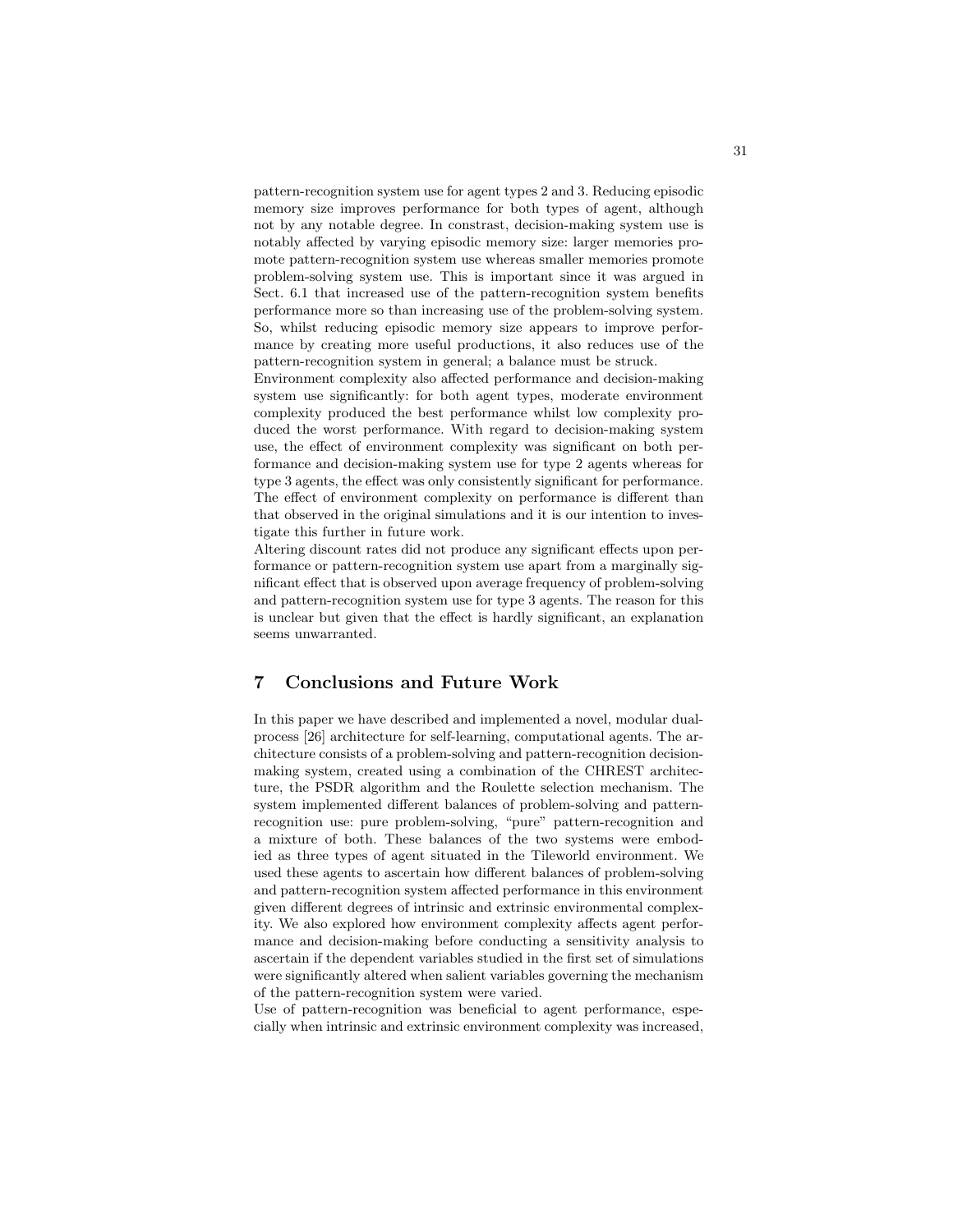pattern-recognition system use for agent types 2 and 3. Reducing episodic memory size improves performance for both types of agent, although not by any notable degree. In constrast, decision-making system use is notably affected by varying episodic memory size: larger memories promote pattern-recognition system use whereas smaller memories promote problem-solving system use. This is important since it was argued in Sect. 6.1 that increased use of the pattern-recognition system benefits performance more so than increasing use of the problem-solving system. So, whilst reducing episodic memory size appears to improve performance by creating more useful productions, it also reduces use of the pattern-recognition system in general; a balance must be struck.

Environment complexity also affected performance and decision-making system use significantly: for both agent types, moderate environment complexity produced the best performance whilst low complexity produced the worst performance. With regard to decision-making system use, the effect of environment complexity was significant on both performance and decision-making system use for type 2 agents whereas for type 3 agents, the effect was only consistently significant for performance. The effect of environment complexity on performance is different than that observed in the original simulations and it is our intention to investigate this further in future work.

Altering discount rates did not produce any significant effects upon performance or pattern-recognition system use apart from a marginally significant effect that is observed upon average frequency of problem-solving and pattern-recognition system use for type 3 agents. The reason for this is unclear but given that the effect is hardly significant, an explanation seems unwarranted.

## 7 Conclusions and Future Work

In this paper we have described and implemented a novel, modular dual-process [26] architecture for self-learning, computational agents. The architecture consists of a problem-solving and pattern-recognition decision-making system, created using a combination of the CHREST architecture, the PSDR algorithm and the Roulette selection mechanism. The system implemented different balances of problem-solving and pattern-recognition use: pure problem-solving, "pure" pattern-recognition and a mixture of both. These balances of the two systems were embodied as three types of agent situated in the Tileworld environment. We used these agents to ascertain how different balances of problem-solving and pattern-recognition system affected performance in this environment given different degrees of intrinsic and extrinsic environmental complexity. We also explored how environment complexity affects agent performance and decision-making before conducting a sensitivity analysis to ascertain if the dependent variables studied in the first set of simulations were significantly altered when salient variables governing the mechanism of the pattern-recognition system were varied.

Use of pattern-recognition was beneficial to agent performance, especially when intrinsic and extrinsic environment complexity was increased,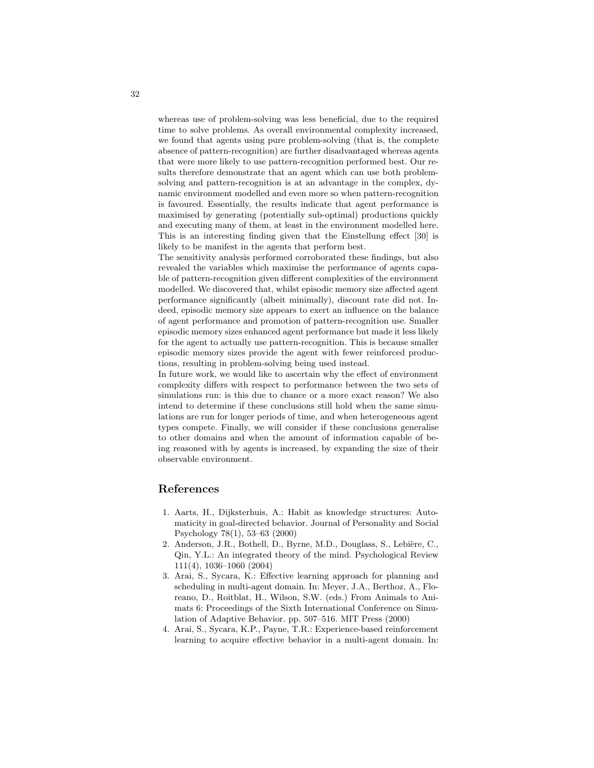whereas use of problem-solving was less beneficial, due to the required time to solve problems. As overall environmental complexity increased, we found that agents using pure problem-solving (that is, the complete absence of pattern-recognition) are further disadvantaged whereas agents that were more likely to use pattern-recognition performed best. Our results therefore demonstrate that an agent which can use both problem-solving and pattern-recognition is at an advantage in the complex, dynamic environment modelled and even more so when pattern-recognition is favoured. Essentially, the results indicate that agent performance is maximised by generating (potentially sub-optimal) productions quickly and executing many of them, at least in the environment modelled here. This is an interesting finding given that the Einstellung effect [30] is likely to be manifest in the agents that perform best.

The sensitivity analysis performed corroborated these findings, but also revealed the variables which maximise the performance of agents capable of pattern-recognition given different complexities of the environment modelled. We discovered that, whilst episodic memory size affected agent performance significantly (albeit minimally), discount rate did not. Indeed, episodic memory size appears to exert an influence on the balance of agent performance and promotion of pattern-recognition use. Smaller episodic memory sizes enhanced agent performance but made it less likely for the agent to actually use pattern-recognition. This is because smaller episodic memory sizes provide the agent with fewer reinforced productions, resulting in problem-solving being used instead.

In future work, we would like to ascertain why the effect of environment complexity differs with respect to performance between the two sets of simulations run: is this due to chance or a more exact reason? We also intend to determine if these conclusions still hold when the same simulations are run for longer periods of time, and when heterogeneous agent types compete. Finally, we will consider if these conclusions generalise to other domains and when the amount of information capable of being reasoned with by agents is increased, by expanding the size of their observable environment.

## References

1. Aarts, H., Dijksterhuis, A.: Habit as knowledge structures: Automaticity in goal-directed behavior. Journal of Personality and Social Psychology 78(1), 53–63 (2000)
2. Anderson, J.R., Bothell, D., Byrne, M.D., Douglass, S., Lebière, C., Qin, Y.L.: An integrated theory of the mind. Psychological Review 111(4), 1036–1060 (2004)
3. Arai, S., Sycara, K.: Effective learning approach for planning and scheduling in multi-agent domain. In: Meyer, J.A., Berthoz, A., Floreano, D., Roitblat, H., Wilson, S.W. (eds.) From Animals to Animats 6: Proceedings of the Sixth International Conference on Simulation of Adaptive Behavior. pp. 507–516. MIT Press (2000)
4. Arai, S., Sycara, K.P., Payne, T.R.: Experience-based reinforcement learning to acquire effective behavior in a multi-agent domain. In: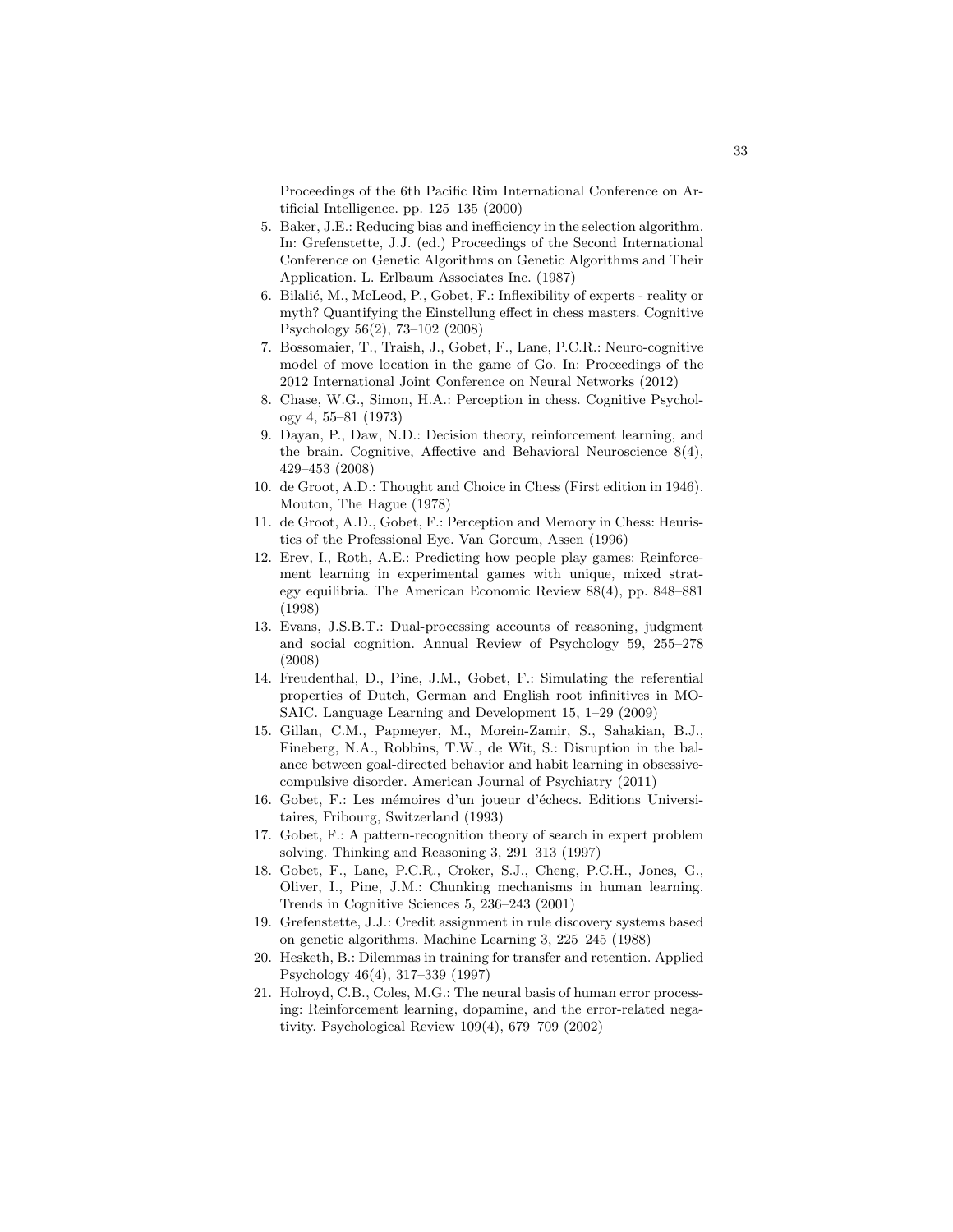Proceedings of the 6th Pacific Rim International Conference on Artificial Intelligence. pp. 125–135 (2000)

5. Baker, J.E.: Reducing bias and inefficiency in the selection algorithm. In: Grefenstette, J.J. (ed.) Proceedings of the Second International Conference on Genetic Algorithms on Genetic Algorithms and Their Application. L. Erlbaum Associates Inc. (1987)
6. Bilalić, M., McLeod, P., Gobet, F.: Inflexibility of experts - reality or myth? Quantifying the Einstellung effect in chess masters. Cognitive Psychology 56(2), 73–102 (2008)
7. Bossomaier, T., Traish, J., Gobet, F., Lane, P.C.R.: Neuro-cognitive model of move location in the game of Go. In: Proceedings of the 2012 International Joint Conference on Neural Networks (2012)
8. Chase, W.G., Simon, H.A.: Perception in chess. Cognitive Psychology 4, 55–81 (1973)
9. Dayan, P., Daw, N.D.: Decision theory, reinforcement learning, and the brain. Cognitive, Affective and Behavioral Neuroscience 8(4), 429–453 (2008)
10. de Groot, A.D.: Thought and Choice in Chess (First edition in 1946). Mouton, The Hague (1978)
11. de Groot, A.D., Gobet, F.: Perception and Memory in Chess: Heuristics of the Professional Eye. Van Gorcum, Assen (1996)
12. Erev, I., Roth, A.E.: Predicting how people play games: Reinforcement learning in experimental games with unique, mixed strategy equilibria. The American Economic Review 88(4), pp. 848–881 (1998)
13. Evans, J.S.B.T.: Dual-processing accounts of reasoning, judgment and social cognition. Annual Review of Psychology 59, 255–278 (2008)
14. Freudenthal, D., Pine, J.M., Gobet, F.: Simulating the referential properties of Dutch, German and English root infinitives in MOSAIC. Language Learning and Development 15, 1–29 (2009)
15. Gillan, C.M., Papmeyer, M., Morein-Zamir, S., Sahakian, B.J., Fineberg, N.A., Robbins, T.W., de Wit, S.: Disruption in the balance between goal-directed behavior and habit learning in obsessive-compulsive disorder. American Journal of Psychiatry (2011)
16. Gobet, F.: Les mémoires d'un joueur d'échecs. Editions Universitaires, Fribourg, Switzerland (1993)
17. Gobet, F.: A pattern-recognition theory of search in expert problem solving. Thinking and Reasoning 3, 291–313 (1997)
18. Gobet, F., Lane, P.C.R., Croker, S.J., Cheng, P.C.H., Jones, G., Oliver, I., Pine, J.M.: Chunking mechanisms in human learning. Trends in Cognitive Sciences 5, 236–243 (2001)
19. Grefenstette, J.J.: Credit assignment in rule discovery systems based on genetic algorithms. Machine Learning 3, 225–245 (1988)
20. Hesketh, B.: Dilemmas in training for transfer and retention. Applied Psychology 46(4), 317–339 (1997)
21. Holroyd, C.B., Coles, M.G.: The neural basis of human error processing: Reinforcement learning, dopamine, and the error-related negativity. Psychological Review 109(4), 679–709 (2002)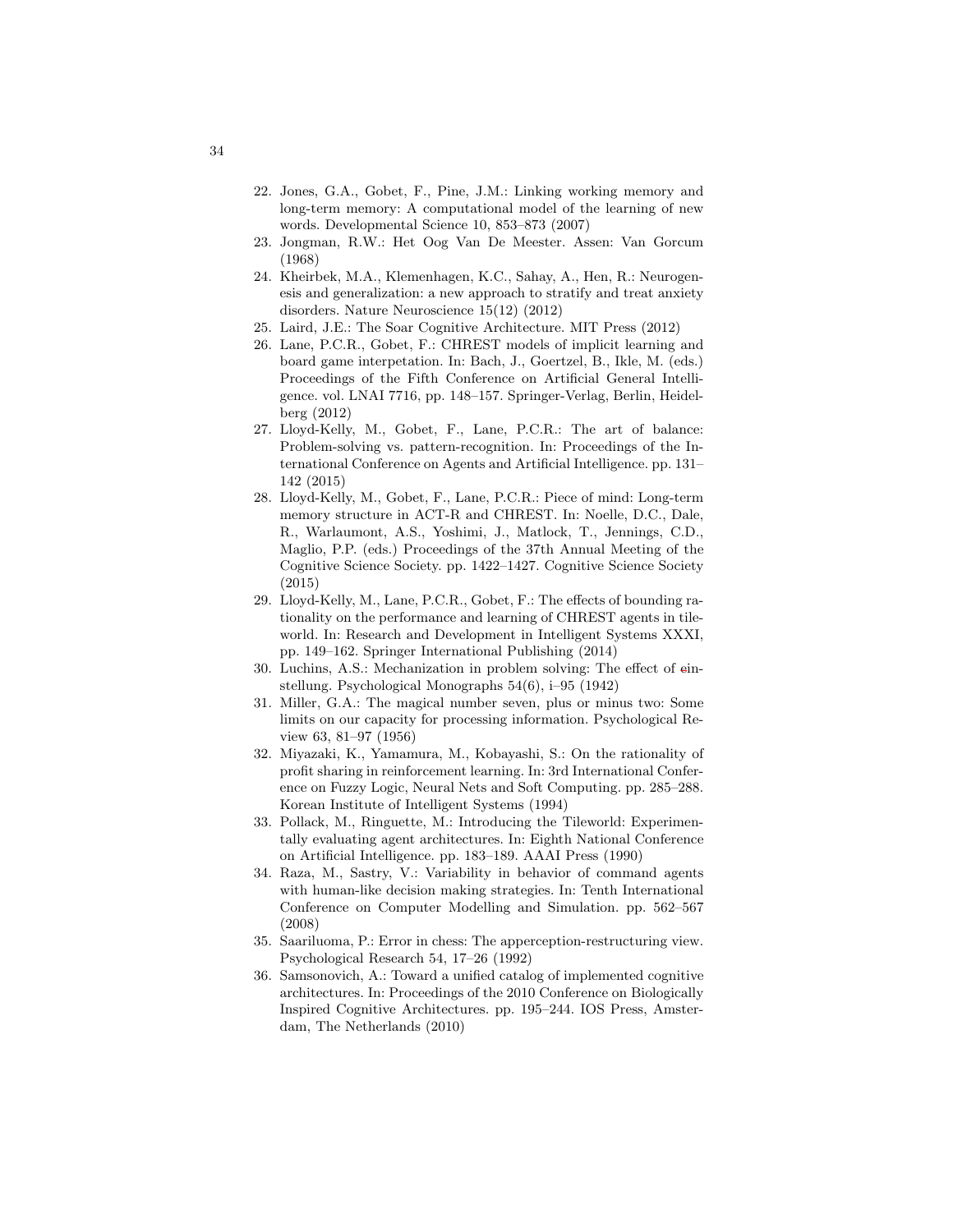22. Jones, G.A., Gobet, F., Pine, J.M.: Linking working memory and long-term memory: A computational model of the learning of new words. Developmental Science 10, 853–873 (2007)
23. Jongman, R.W.: Het Oog Van De Meester. Assen: Van Gorcum (1968)
24. Kheirbek, M.A., Klemenhagen, K.C., Sahay, A., Hen, R.: Neurogenesis and generalization: a new approach to stratify and treat anxiety disorders. Nature Neuroscience 15(12) (2012)
25. Laird, J.E.: The Soar Cognitive Architecture. MIT Press (2012)
26. Lane, P.C.R., Gobet, F.: CHREST models of implicit learning and board game interpetation. In: Bach, J., Goertzel, B., Ikle, M. (eds.) Proceedings of the Fifth Conference on Artificial General Intelligence. vol. LNAI 7716, pp. 148–157. Springer-Verlag, Berlin, Heidelberg (2012)
27. Lloyd-Kelly, M., Gobet, F., Lane, P.C.R.: The art of balance: Problem-solving vs. pattern-recognition. In: Proceedings of the International Conference on Agents and Artificial Intelligence. pp. 131–142 (2015)
28. Lloyd-Kelly, M., Gobet, F., Lane, P.C.R.: Piece of mind: Long-term memory structure in ACT-R and CHREST. In: Noelle, D.C., Dale, R., Warlaumont, A.S., Yoshimi, J., Matlock, T., Jennings, C.D., Maglio, P.P. (eds.) Proceedings of the 37th Annual Meeting of the Cognitive Science Society. pp. 1422–1427. Cognitive Science Society (2015)
29. Lloyd-Kelly, M., Lane, P.C.R., Gobet, F.: The effects of bounding rationality on the performance and learning of CHREST agents in tileworld. In: Research and Development in Intelligent Systems XXXI, pp. 149–162. Springer International Publishing (2014)
30. Luchins, A.S.: Mechanization in problem solving: The effect of einstellung. Psychological Monographs 54(6), i–95 (1942)
31. Miller, G.A.: The magical number seven, plus or minus two: Some limits on our capacity for processing information. Psychological Review 63, 81–97 (1956)
32. Miyazaki, K., Yamamura, M., Kobayashi, S.: On the rationality of profit sharing in reinforcement learning. In: 3rd International Conference on Fuzzy Logic, Neural Nets and Soft Computing. pp. 285–288. Korean Institute of Intelligent Systems (1994)
33. Pollack, M., Ringuette, M.: Introducing the Tileworld: Experimentally evaluating agent architectures. In: Eighth National Conference on Artificial Intelligence. pp. 183–189. AAAI Press (1990)
34. Raza, M., Sastry, V.: Variability in behavior of command agents with human-like decision making strategies. In: Tenth International Conference on Computer Modelling and Simulation. pp. 562–567 (2008)
35. Saariluoma, P.: Error in chess: The apperception-restructuring view. Psychological Research 54, 17–26 (1992)
36. Samsonovich, A.: Toward a unified catalog of implemented cognitive architectures. In: Proceedings of the 2010 Conference on Biologically Inspired Cognitive Architectures. pp. 195–244. IOS Press, Amsterdam, The Netherlands (2010)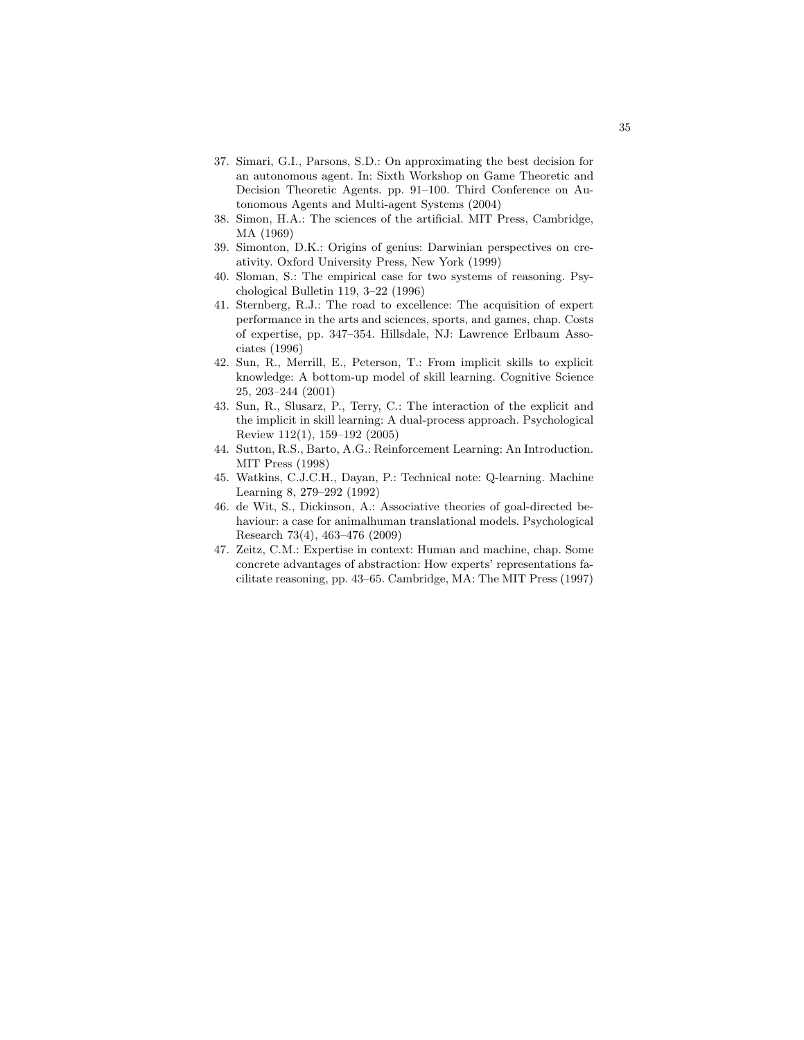37. Simari, G.I., Parsons, S.D.: On approximating the best decision for an autonomous agent. In: Sixth Workshop on Game Theoretic and Decision Theoretic Agents. pp. 91–100. Third Conference on Autonomous Agents and Multi-agent Systems (2004)
38. Simon, H.A.: The sciences of the artificial. MIT Press, Cambridge, MA (1969)
39. Simonton, D.K.: Origins of genius: Darwinian perspectives on creativity. Oxford University Press, New York (1999)
40. Sloman, S.: The empirical case for two systems of reasoning. Psychological Bulletin 119, 3–22 (1996)
41. Sternberg, R.J.: The road to excellence: The acquisition of expert performance in the arts and sciences, sports, and games, chap. Costs of expertise, pp. 347–354. Hillsdale, NJ: Lawrence Erlbaum Associates (1996)
42. Sun, R., Merrill, E., Peterson, T.: From implicit skills to explicit knowledge: A bottom-up model of skill learning. Cognitive Science 25, 203–244 (2001)
43. Sun, R., Slusarz, P., Terry, C.: The interaction of the explicit and the implicit in skill learning: A dual-process approach. Psychological Review 112(1), 159–192 (2005)
44. Sutton, R.S., Barto, A.G.: Reinforcement Learning: An Introduction. MIT Press (1998)
45. Watkins, C.J.C.H., Dayan, P.: Technical note: Q-learning. Machine Learning 8, 279–292 (1992)
46. de Wit, S., Dickinson, A.: Associative theories of goal-directed behaviour: a case for animalhuman translational models. Psychological Research 73(4), 463–476 (2009)
47. Zeitz, C.M.: Expertise in context: Human and machine, chap. Some concrete advantages of abstraction: How experts' representations facilitate reasoning, pp. 43–65. Cambridge, MA: The MIT Press (1997)